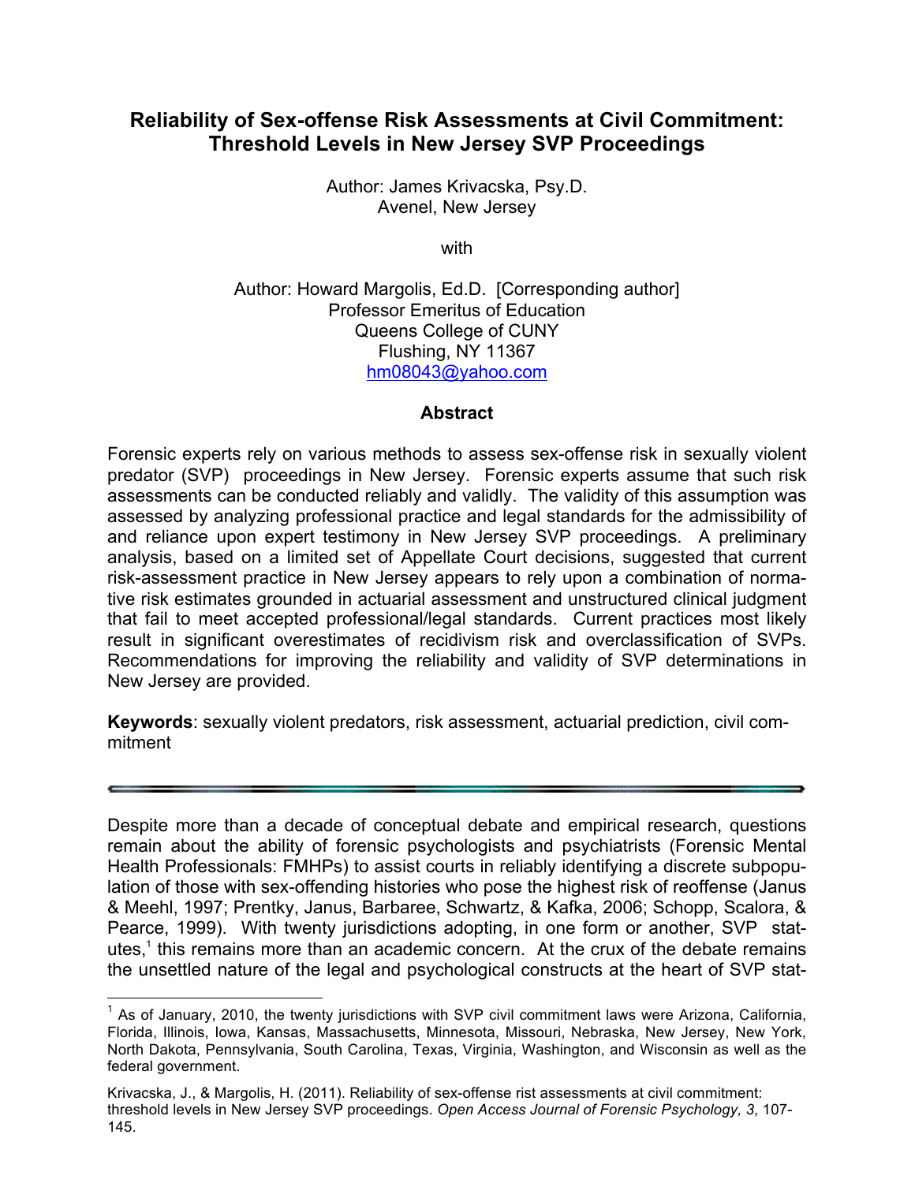# Reliability of Sex-offense Risk Assessments at Civil Commitment: Threshold Levels in New Jersey SVP Proceedings

Author: James Krivacska, Psy.D.
Avenel, New Jersey

with

Author: Howard Margolis, Ed.D. [Corresponding author]
Professor Emeritus of Education
Queens College of CUNY
Flushing, NY 11367
hm08043@yahoo.com

## Abstract

Forensic experts rely on various methods to assess sex-offense risk in sexually violent predator (SVP) proceedings in New Jersey. Forensic experts assume that such risk assessments can be conducted reliably and validly. The validity of this assumption was assessed by analyzing professional practice and legal standards for the admissibility of and reliance upon expert testimony in New Jersey SVP proceedings. A preliminary analysis, based on a limited set of Appellate Court decisions, suggested that current risk-assessment practice in New Jersey appears to rely upon a combination of normative risk estimates grounded in actuarial assessment and unstructured clinical judgment that fail to meet accepted professional/legal standards. Current practices most likely result in significant overestimates of recidivism risk and overclassification of SVPs. Recommendations for improving the reliability and validity of SVP determinations in New Jersey are provided.

**Keywords**: sexually violent predators, risk assessment, actuarial prediction, civil commitment

---

Despite more than a decade of conceptual debate and empirical research, questions remain about the ability of forensic psychologists and psychiatrists (Forensic Mental Health Professionals: FMHPs) to assist courts in reliably identifying a discrete subpopulation of those with sex-offending histories who pose the highest risk of reoffense (Janus & Meehl, 1997; Prentky, Janus, Barbaree, Schwartz, & Kafka, 2006; Schopp, Scalora, & Pearce, 1999). With twenty jurisdictions adopting, in one form or another, SVP statutes,[1] this remains more than an academic concern. At the crux of the debate remains the unsettled nature of the legal and psychological constructs at the heart of SVP stat-

[1] As of January, 2010, the twenty jurisdictions with SVP civil commitment laws were Arizona, California, Florida, Illinois, Iowa, Kansas, Massachusetts, Minnesota, Missouri, Nebraska, New Jersey, New York, North Dakota, Pennsylvania, South Carolina, Texas, Virginia, Washington, and Wisconsin as well as the federal government.

Krivacska, J., & Margolis, H. (2011). Reliability of sex-offense rist assessments at civil commitment: threshold levels in New Jersey SVP proceedings. *Open Access Journal of Forensic Psychology, 3*, 107-145.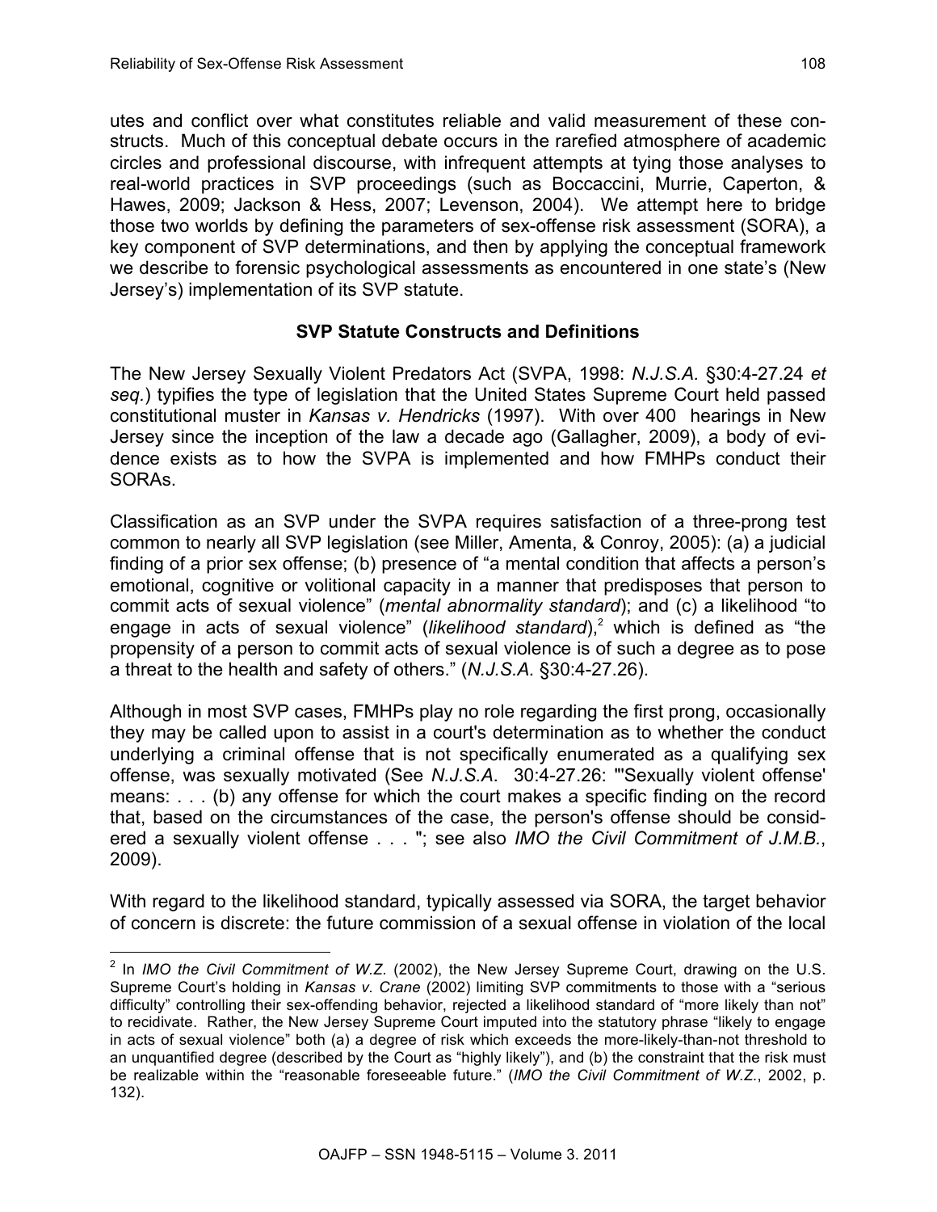utes and conflict over what constitutes reliable and valid measurement of these constructs. Much of this conceptual debate occurs in the rarefied atmosphere of academic circles and professional discourse, with infrequent attempts at tying those analyses to real-world practices in SVP proceedings (such as Boccaccini, Murrie, Caperton, & Hawes, 2009; Jackson & Hess, 2007; Levenson, 2004). We attempt here to bridge those two worlds by defining the parameters of sex-offense risk assessment (SORA), a key component of SVP determinations, and then by applying the conceptual framework we describe to forensic psychological assessments as encountered in one state's (New Jersey's) implementation of its SVP statute.

## SVP Statute Constructs and Definitions

The New Jersey Sexually Violent Predators Act (SVPA, 1998: *N.J.S.A.* §30:4-27.24 *et seq.*) typifies the type of legislation that the United States Supreme Court held passed constitutional muster in *Kansas v. Hendricks* (1997). With over 400 hearings in New Jersey since the inception of the law a decade ago (Gallagher, 2009), a body of evidence exists as to how the SVPA is implemented and how FMHPs conduct their SORAs.

Classification as an SVP under the SVPA requires satisfaction of a three-prong test common to nearly all SVP legislation (see Miller, Amenta, & Conroy, 2005): (a) a judicial finding of a prior sex offense; (b) presence of "a mental condition that affects a person's emotional, cognitive or volitional capacity in a manner that predisposes that person to commit acts of sexual violence" (*mental abnormality standard*); and (c) a likelihood "to engage in acts of sexual violence" (*likelihood standard*),[2] which is defined as "the propensity of a person to commit acts of sexual violence is of such a degree as to pose a threat to the health and safety of others." (*N.J.S.A.* §30:4-27.26).

Although in most SVP cases, FMHPs play no role regarding the first prong, occasionally they may be called upon to assist in a court's determination as to whether the conduct underlying a criminal offense that is not specifically enumerated as a qualifying sex offense, was sexually motivated (See *N.J.S.A.* 30:4-27.26: "'Sexually violent offense' means: . . . (b) any offense for which the court makes a specific finding on the record that, based on the circumstances of the case, the person's offense should be considered a sexually violent offense . . . "; see also *IMO the Civil Commitment of J.M.B.*, 2009).

With regard to the likelihood standard, typically assessed via SORA, the target behavior of concern is discrete: the future commission of a sexual offense in violation of the local

---

[2] In *IMO the Civil Commitment of W.Z.* (2002), the New Jersey Supreme Court, drawing on the U.S. Supreme Court's holding in *Kansas v. Crane* (2002) limiting SVP commitments to those with a "serious difficulty" controlling their sex-offending behavior, rejected a likelihood standard of "more likely than not" to recidivate. Rather, the New Jersey Supreme Court imputed into the statutory phrase "likely to engage in acts of sexual violence" both (a) a degree of risk which exceeds the more-likely-than-not threshold to an unquantified degree (described by the Court as "highly likely"), and (b) the constraint that the risk must be realizable within the "reasonable foreseeable future." (*IMO the Civil Commitment of W.Z.*, 2002, p. 132).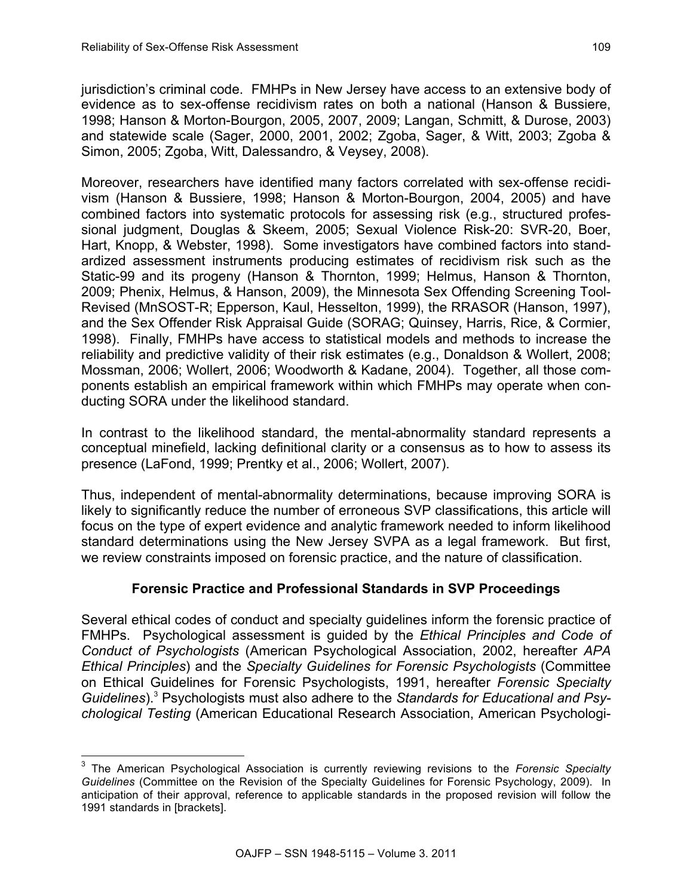jurisdiction's criminal code. FMHPs in New Jersey have access to an extensive body of evidence as to sex-offense recidivism rates on both a national (Hanson & Bussiere, 1998; Hanson & Morton-Bourgon, 2005, 2007, 2009; Langan, Schmitt, & Durose, 2003) and statewide scale (Sager, 2000, 2001, 2002; Zgoba, Sager, & Witt, 2003; Zgoba & Simon, 2005; Zgoba, Witt, Dalessandro, & Veysey, 2008).

Moreover, researchers have identified many factors correlated with sex-offense recidivism (Hanson & Bussiere, 1998; Hanson & Morton-Bourgon, 2004, 2005) and have combined factors into systematic protocols for assessing risk (e.g., structured professional judgment, Douglas & Skeem, 2005; Sexual Violence Risk-20: SVR-20, Boer, Hart, Knopp, & Webster, 1998). Some investigators have combined factors into standardized assessment instruments producing estimates of recidivism risk such as the Static-99 and its progeny (Hanson & Thornton, 1999; Helmus, Hanson & Thornton, 2009; Phenix, Helmus, & Hanson, 2009), the Minnesota Sex Offending Screening Tool-Revised (MnSOST-R; Epperson, Kaul, Hesselton, 1999), the RRASOR (Hanson, 1997), and the Sex Offender Risk Appraisal Guide (SORAG; Quinsey, Harris, Rice, & Cormier, 1998). Finally, FMHPs have access to statistical models and methods to increase the reliability and predictive validity of their risk estimates (e.g., Donaldson & Wollert, 2008; Mossman, 2006; Wollert, 2006; Woodworth & Kadane, 2004). Together, all those components establish an empirical framework within which FMHPs may operate when conducting SORA under the likelihood standard.

In contrast to the likelihood standard, the mental-abnormality standard represents a conceptual minefield, lacking definitional clarity or a consensus as to how to assess its presence (LaFond, 1999; Prentky et al., 2006; Wollert, 2007).

Thus, independent of mental-abnormality determinations, because improving SORA is likely to significantly reduce the number of erroneous SVP classifications, this article will focus on the type of expert evidence and analytic framework needed to inform likelihood standard determinations using the New Jersey SVPA as a legal framework. But first, we review constraints imposed on forensic practice, and the nature of classification.

## Forensic Practice and Professional Standards in SVP Proceedings

Several ethical codes of conduct and specialty guidelines inform the forensic practice of FMHPs. Psychological assessment is guided by the *Ethical Principles and Code of Conduct of Psychologists* (American Psychological Association, 2002, hereafter *APA Ethical Principles*) and the *Specialty Guidelines for Forensic Psychologists* (Committee on Ethical Guidelines for Forensic Psychologists, 1991, hereafter *Forensic Specialty Guidelines*).[3] Psychologists must also adhere to the *Standards for Educational and Psychological Testing* (American Educational Research Association, American Psychologi-

[3] The American Psychological Association is currently reviewing revisions to the *Forensic Specialty Guidelines* (Committee on the Revision of the Specialty Guidelines for Forensic Psychology, 2009). In anticipation of their approval, reference to applicable standards in the proposed revision will follow the 1991 standards in [brackets].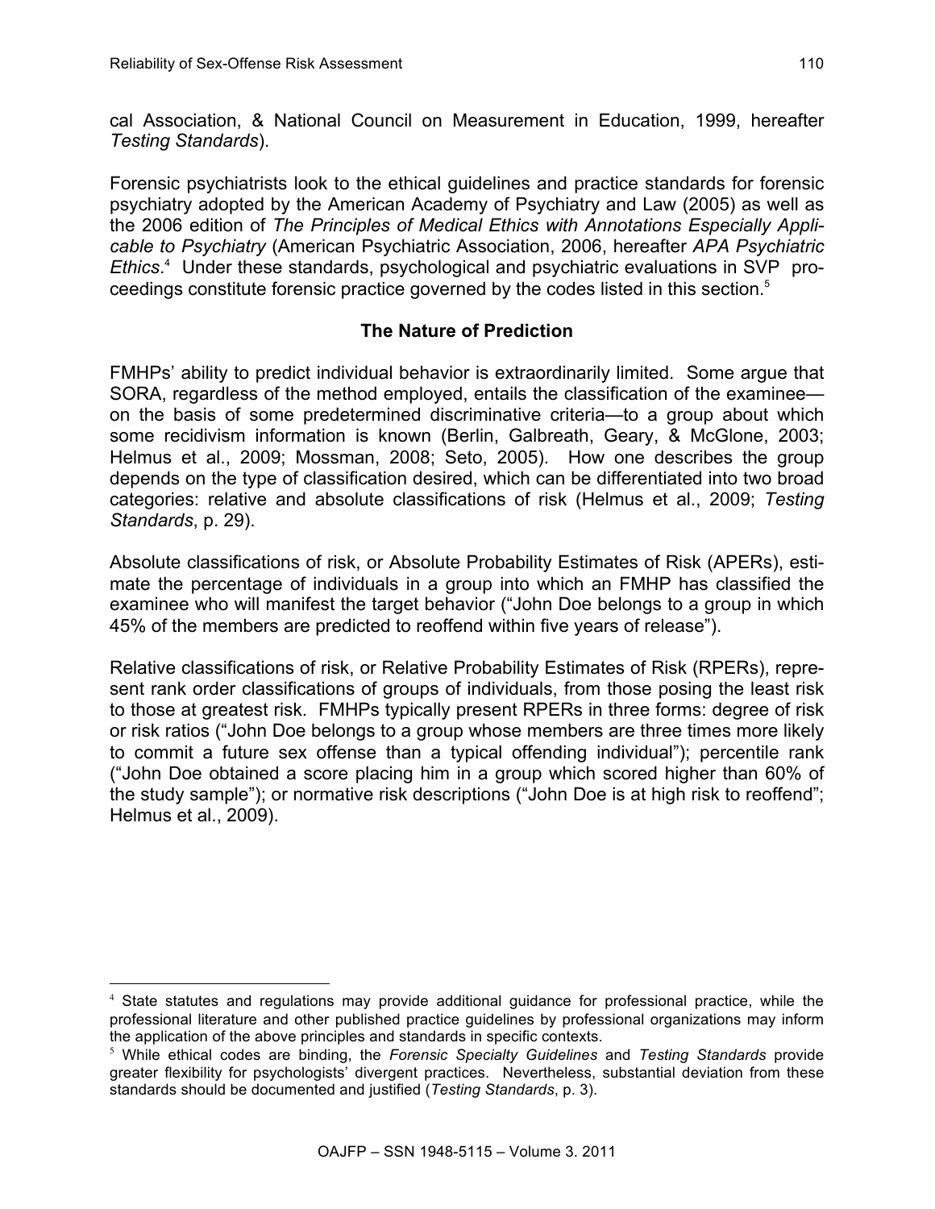cal Association, & National Council on Measurement in Education, 1999, hereafter *Testing Standards*).

Forensic psychiatrists look to the ethical guidelines and practice standards for forensic psychiatry adopted by the American Academy of Psychiatry and Law (2005) as well as the 2006 edition of *The Principles of Medical Ethics with Annotations Especially Applicable to Psychiatry* (American Psychiatric Association, 2006, hereafter *APA Psychiatric Ethics*.[4] Under these standards, psychological and psychiatric evaluations in SVP proceedings constitute forensic practice governed by the codes listed in this section.[5]

## The Nature of Prediction

FMHPs' ability to predict individual behavior is extraordinarily limited. Some argue that SORA, regardless of the method employed, entails the classification of the examinee—on the basis of some predetermined discriminative criteria—to a group about which some recidivism information is known (Berlin, Galbreath, Geary, & McGlone, 2003; Helmus et al., 2009; Mossman, 2008; Seto, 2005). How one describes the group depends on the type of classification desired, which can be differentiated into two broad categories: relative and absolute classifications of risk (Helmus et al., 2009; *Testing Standards*, p. 29).

Absolute classifications of risk, or Absolute Probability Estimates of Risk (APERs), estimate the percentage of individuals in a group into which an FMHP has classified the examinee who will manifest the target behavior ("John Doe belongs to a group in which 45% of the members are predicted to reoffend within five years of release").

Relative classifications of risk, or Relative Probability Estimates of Risk (RPERs), represent rank order classifications of groups of individuals, from those posing the least risk to those at greatest risk. FMHPs typically present RPERs in three forms: degree of risk or risk ratios ("John Doe belongs to a group whose members are three times more likely to commit a future sex offense than a typical offending individual"); percentile rank ("John Doe obtained a score placing him in a group which scored higher than 60% of the study sample"); or normative risk descriptions ("John Doe is at high risk to reoffend"; Helmus et al., 2009).

---

[4] State statutes and regulations may provide additional guidance for professional practice, while the professional literature and other published practice guidelines by professional organizations may inform the application of the above principles and standards in specific contexts.

[5] While ethical codes are binding, the *Forensic Specialty Guidelines* and *Testing Standards* provide greater flexibility for psychologists' divergent practices. Nevertheless, substantial deviation from these standards should be documented and justified (*Testing Standards*, p. 3).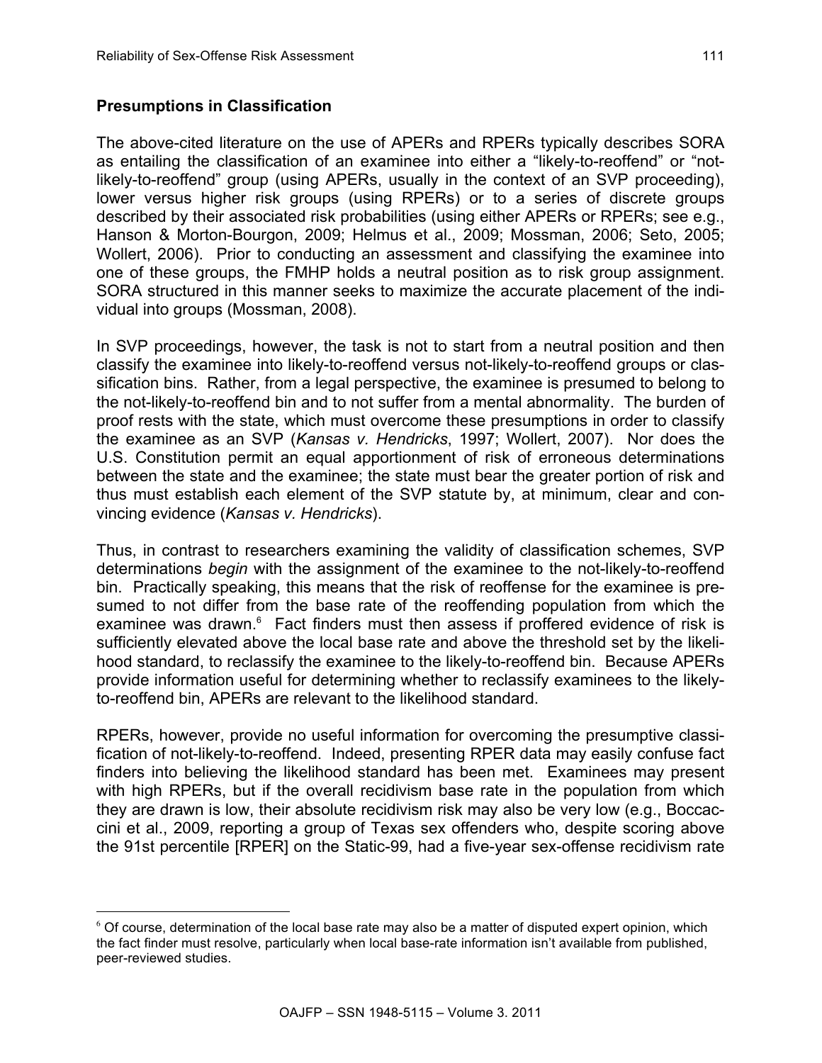### Presumptions in Classification

The above-cited literature on the use of APERs and RPERs typically describes SORA as entailing the classification of an examinee into either a "likely-to-reoffend" or "not-likely-to-reoffend" group (using APERs, usually in the context of an SVP proceeding), lower versus higher risk groups (using RPERs) or to a series of discrete groups described by their associated risk probabilities (using either APERs or RPERs; see e.g., Hanson & Morton-Bourgon, 2009; Helmus et al., 2009; Mossman, 2006; Seto, 2005; Wollert, 2006). Prior to conducting an assessment and classifying the examinee into one of these groups, the FMHP holds a neutral position as to risk group assignment. SORA structured in this manner seeks to maximize the accurate placement of the individual into groups (Mossman, 2008).

In SVP proceedings, however, the task is not to start from a neutral position and then classify the examinee into likely-to-reoffend versus not-likely-to-reoffend groups or classification bins. Rather, from a legal perspective, the examinee is presumed to belong to the not-likely-to-reoffend bin and to not suffer from a mental abnormality. The burden of proof rests with the state, which must overcome these presumptions in order to classify the examinee as an SVP (*Kansas v. Hendricks*, 1997; Wollert, 2007). Nor does the U.S. Constitution permit an equal apportionment of risk of erroneous determinations between the state and the examinee; the state must bear the greater portion of risk and thus must establish each element of the SVP statute by, at minimum, clear and convincing evidence (*Kansas v. Hendricks*).

Thus, in contrast to researchers examining the validity of classification schemes, SVP determinations *begin* with the assignment of the examinee to the not-likely-to-reoffend bin. Practically speaking, this means that the risk of reoffense for the examinee is presumed to not differ from the base rate of the reoffending population from which the examinee was drawn.[6] Fact finders must then assess if proffered evidence of risk is sufficiently elevated above the local base rate and above the threshold set by the likelihood standard, to reclassify the examinee to the likely-to-reoffend bin. Because APERs provide information useful for determining whether to reclassify examinees to the likely-to-reoffend bin, APERs are relevant to the likelihood standard.

RPERs, however, provide no useful information for overcoming the presumptive classification of not-likely-to-reoffend. Indeed, presenting RPER data may easily confuse fact finders into believing the likelihood standard has been met. Examinees may present with high RPERs, but if the overall recidivism base rate in the population from which they are drawn is low, their absolute recidivism risk may also be very low (e.g., Boccaccini et al., 2009, reporting a group of Texas sex offenders who, despite scoring above the 91st percentile [RPER] on the Static-99, had a five-year sex-offense recidivism rate

---

[6] Of course, determination of the local base rate may also be a matter of disputed expert opinion, which the fact finder must resolve, particularly when local base-rate information isn't available from published, peer-reviewed studies.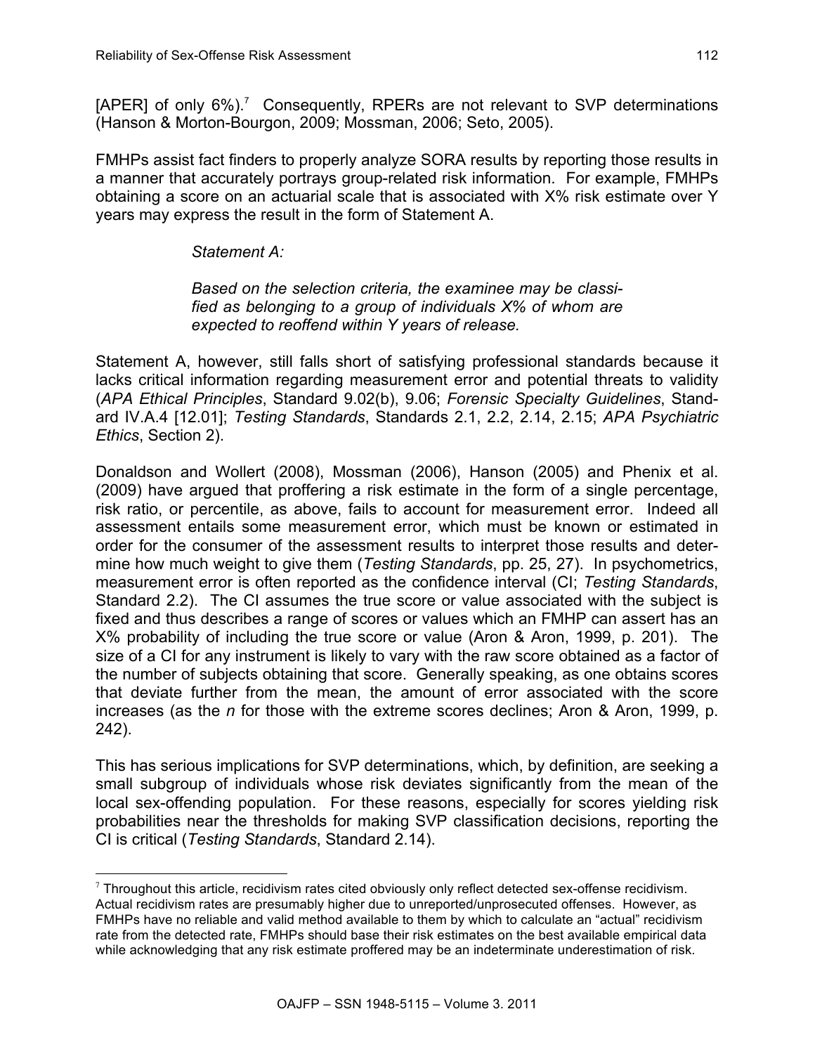[APER] of only 6%).[7] Consequently, RPERs are not relevant to SVP determinations (Hanson & Morton-Bourgon, 2009; Mossman, 2006; Seto, 2005).

FMHPs assist fact finders to properly analyze SORA results by reporting those results in a manner that accurately portrays group-related risk information. For example, FMHPs obtaining a score on an actuarial scale that is associated with X% risk estimate over Y years may express the result in the form of Statement A.

> *Statement A:*
>
> *Based on the selection criteria, the examinee may be classified as belonging to a group of individuals X% of whom are expected to reoffend within Y years of release.*

Statement A, however, still falls short of satisfying professional standards because it lacks critical information regarding measurement error and potential threats to validity (*APA Ethical Principles*, Standard 9.02(b), 9.06; *Forensic Specialty Guidelines*, Standard IV.A.4 [12.01]; *Testing Standards*, Standards 2.1, 2.2, 2.14, 2.15; *APA Psychiatric Ethics*, Section 2).

Donaldson and Wollert (2008), Mossman (2006), Hanson (2005) and Phenix et al. (2009) have argued that proffering a risk estimate in the form of a single percentage, risk ratio, or percentile, as above, fails to account for measurement error. Indeed all assessment entails some measurement error, which must be known or estimated in order for the consumer of the assessment results to interpret those results and determine how much weight to give them (*Testing Standards*, pp. 25, 27). In psychometrics, measurement error is often reported as the confidence interval (CI; *Testing Standards*, Standard 2.2). The CI assumes the true score or value associated with the subject is fixed and thus describes a range of scores or values which an FMHP can assert has an X% probability of including the true score or value (Aron & Aron, 1999, p. 201). The size of a CI for any instrument is likely to vary with the raw score obtained as a factor of the number of subjects obtaining that score. Generally speaking, as one obtains scores that deviate further from the mean, the amount of error associated with the score increases (as the *n* for those with the extreme scores declines; Aron & Aron, 1999, p. 242).

This has serious implications for SVP determinations, which, by definition, are seeking a small subgroup of individuals whose risk deviates significantly from the mean of the local sex-offending population. For these reasons, especially for scores yielding risk probabilities near the thresholds for making SVP classification decisions, reporting the CI is critical (*Testing Standards*, Standard 2.14).

---

[7] Throughout this article, recidivism rates cited obviously only reflect detected sex-offense recidivism. Actual recidivism rates are presumably higher due to unreported/unprosecuted offenses. However, as FMHPs have no reliable and valid method available to them by which to calculate an "actual" recidivism rate from the detected rate, FMHPs should base their risk estimates on the best available empirical data while acknowledging that any risk estimate proffered may be an indeterminate underestimation of risk.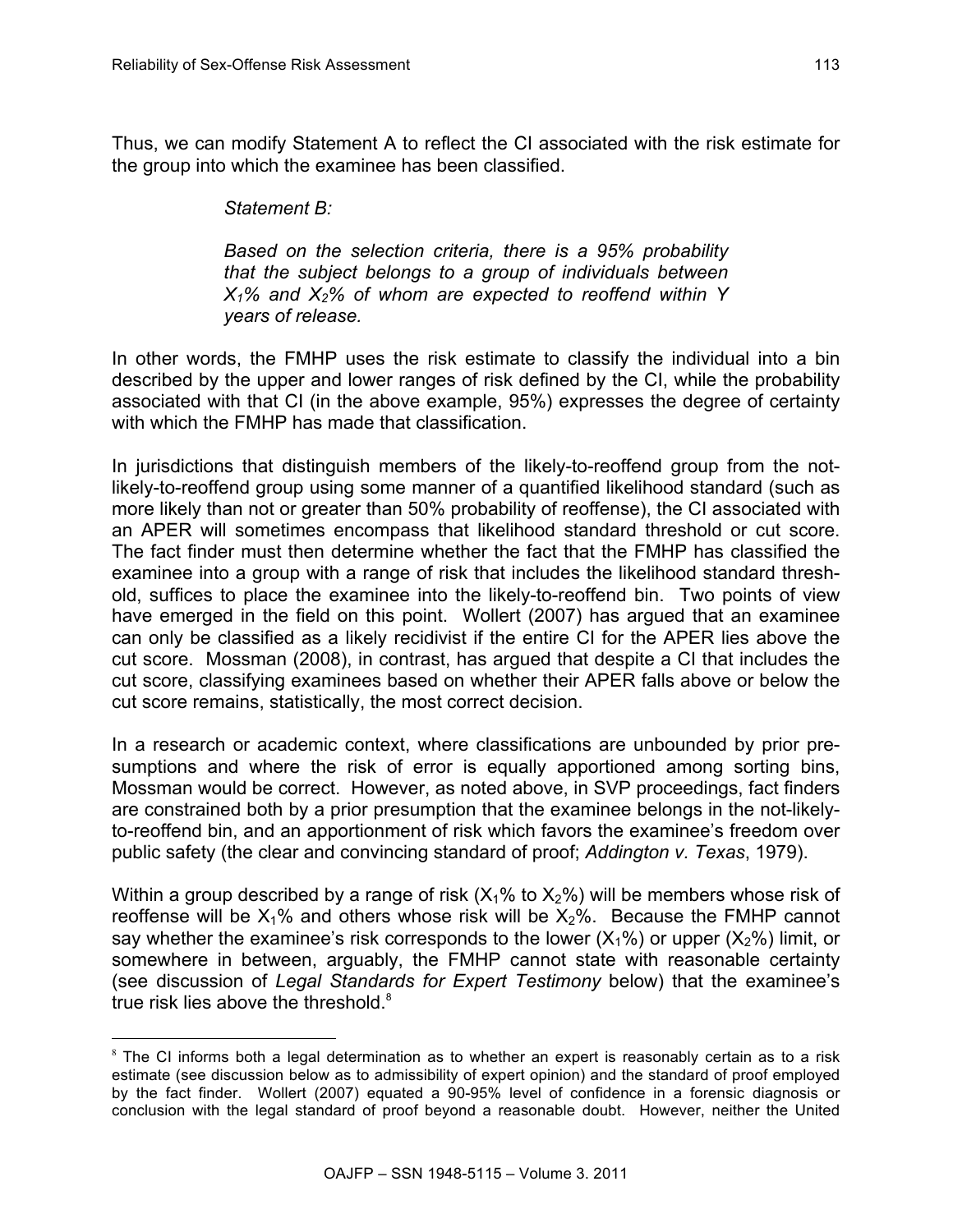Thus, we can modify Statement A to reflect the CI associated with the risk estimate for the group into which the examinee has been classified.

> *Statement B:*
>
> *Based on the selection criteria, there is a 95% probability that the subject belongs to a group of individuals between $X_1$% and $X_2$% of whom are expected to reoffend within Y years of release.*

In other words, the FMHP uses the risk estimate to classify the individual into a bin described by the upper and lower ranges of risk defined by the CI, while the probability associated with that CI (in the above example, 95%) expresses the degree of certainty with which the FMHP has made that classification.

In jurisdictions that distinguish members of the likely-to-reoffend group from the not-likely-to-reoffend group using some manner of a quantified likelihood standard (such as more likely than not or greater than 50% probability of reoffense), the CI associated with an APER will sometimes encompass that likelihood standard threshold or cut score. The fact finder must then determine whether the fact that the FMHP has classified the examinee into a group with a range of risk that includes the likelihood standard threshold, suffices to place the examinee into the likely-to-reoffend bin. Two points of view have emerged in the field on this point. Wollert (2007) has argued that an examinee can only be classified as a likely recidivist if the entire CI for the APER lies above the cut score. Mossman (2008), in contrast, has argued that despite a CI that includes the cut score, classifying examinees based on whether their APER falls above or below the cut score remains, statistically, the most correct decision.

In a research or academic context, where classifications are unbounded by prior presumptions and where the risk of error is equally apportioned among sorting bins, Mossman would be correct. However, as noted above, in SVP proceedings, fact finders are constrained both by a prior presumption that the examinee belongs in the not-likely-to-reoffend bin, and an apportionment of risk which favors the examinee's freedom over public safety (the clear and convincing standard of proof; *Addington v. Texas*, 1979).

Within a group described by a range of risk ($X_1$% to $X_2$%) will be members whose risk of reoffense will be $X_1$% and others whose risk will be $X_2$%. Because the FMHP cannot say whether the examinee's risk corresponds to the lower ($X_1$%) or upper ($X_2$%) limit, or somewhere in between, arguably, the FMHP cannot state with reasonable certainty (see discussion of *Legal Standards for Expert Testimony* below) that the examinee's true risk lies above the threshold.[8]

---

[8] The CI informs both a legal determination as to whether an expert is reasonably certain as to a risk estimate (see discussion below as to admissibility of expert opinion) and the standard of proof employed by the fact finder. Wollert (2007) equated a 90-95% level of confidence in a forensic diagnosis or conclusion with the legal standard of proof beyond a reasonable doubt. However, neither the United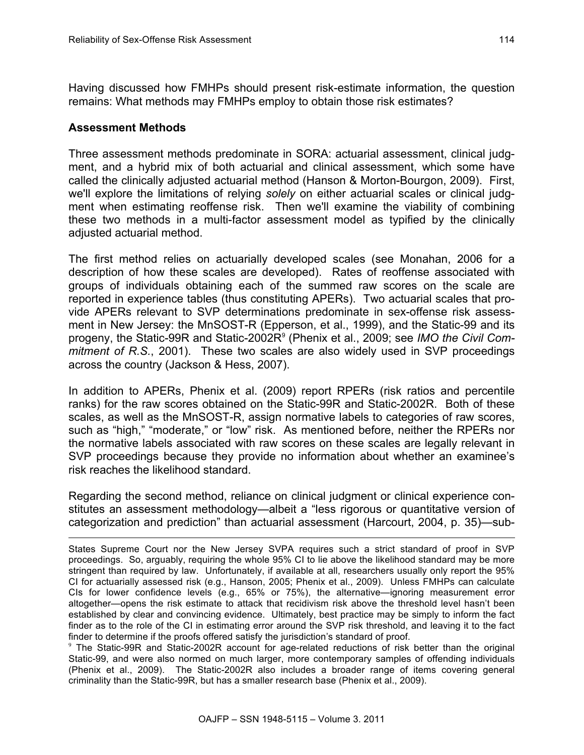Having discussed how FMHPs should present risk-estimate information, the question remains: What methods may FMHPs employ to obtain those risk estimates?

**Assessment Methods**

Three assessment methods predominate in SORA: actuarial assessment, clinical judgment, and a hybrid mix of both actuarial and clinical assessment, which some have called the clinically adjusted actuarial method (Hanson & Morton-Bourgon, 2009). First, we'll explore the limitations of relying *solely* on either actuarial scales or clinical judgment when estimating reoffense risk. Then we'll examine the viability of combining these two methods in a multi-factor assessment model as typified by the clinically adjusted actuarial method.

The first method relies on actuarially developed scales (see Monahan, 2006 for a description of how these scales are developed). Rates of reoffense associated with groups of individuals obtaining each of the summed raw scores on the scale are reported in experience tables (thus constituting APERs). Two actuarial scales that provide APERs relevant to SVP determinations predominate in sex-offense risk assessment in New Jersey: the MnSOST-R (Epperson, et al., 1999), and the Static-99 and its progeny, the Static-99R and Static-2002R[9] (Phenix et al., 2009; see *IMO the Civil Commitment of R.S.*, 2001). These two scales are also widely used in SVP proceedings across the country (Jackson & Hess, 2007).

In addition to APERs, Phenix et al. (2009) report RPERs (risk ratios and percentile ranks) for the raw scores obtained on the Static-99R and Static-2002R. Both of these scales, as well as the MnSOST-R, assign normative labels to categories of raw scores, such as "high," "moderate," or "low" risk. As mentioned before, neither the RPERs nor the normative labels associated with raw scores on these scales are legally relevant in SVP proceedings because they provide no information about whether an examinee's risk reaches the likelihood standard.

Regarding the second method, reliance on clinical judgment or clinical experience constitutes an assessment methodology—albeit a "less rigorous or quantitative version of categorization and prediction" than actuarial assessment (Harcourt, 2004, p. 35)—sub-

---

States Supreme Court nor the New Jersey SVPA requires such a strict standard of proof in SVP proceedings. So, arguably, requiring the whole 95% CI to lie above the likelihood standard may be more stringent than required by law. Unfortunately, if available at all, researchers usually only report the 95% CI for actuarially assessed risk (e.g., Hanson, 2005; Phenix et al., 2009). Unless FMHPs can calculate CIs for lower confidence levels (e.g., 65% or 75%), the alternative—ignoring measurement error altogether—opens the risk estimate to attack that recidivism risk above the threshold level hasn't been established by clear and convincing evidence. Ultimately, best practice may be simply to inform the fact finder as to the role of the CI in estimating error around the SVP risk threshold, and leaving it to the fact finder to determine if the proofs offered satisfy the jurisdiction's standard of proof.

[9] The Static-99R and Static-2002R account for age-related reductions of risk better than the original Static-99, and were also normed on much larger, more contemporary samples of offending individuals (Phenix et al., 2009). The Static-2002R also includes a broader range of items covering general criminality than the Static-99R, but has a smaller research base (Phenix et al., 2009).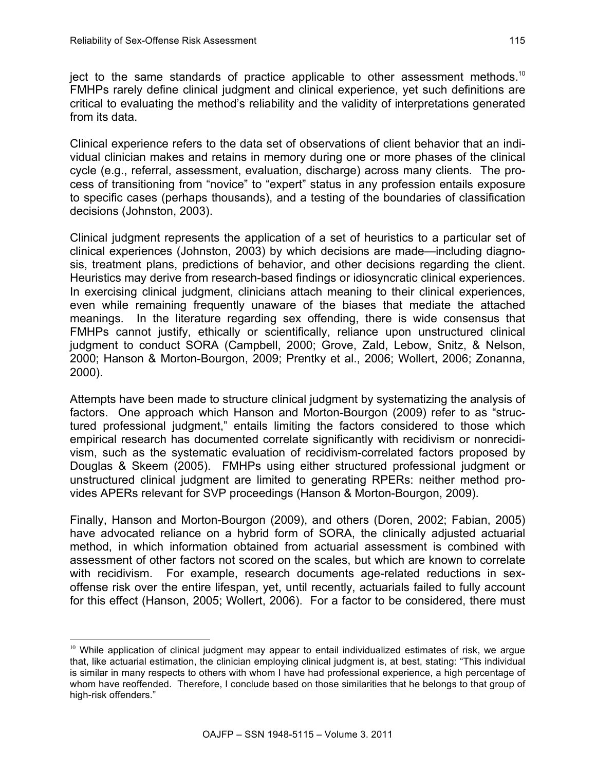ject to the same standards of practice applicable to other assessment methods.[10] FMHPs rarely define clinical judgment and clinical experience, yet such definitions are critical to evaluating the method's reliability and the validity of interpretations generated from its data.

Clinical experience refers to the data set of observations of client behavior that an individual clinician makes and retains in memory during one or more phases of the clinical cycle (e.g., referral, assessment, evaluation, discharge) across many clients. The process of transitioning from "novice" to "expert" status in any profession entails exposure to specific cases (perhaps thousands), and a testing of the boundaries of classification decisions (Johnston, 2003).

Clinical judgment represents the application of a set of heuristics to a particular set of clinical experiences (Johnston, 2003) by which decisions are made—including diagnosis, treatment plans, predictions of behavior, and other decisions regarding the client. Heuristics may derive from research-based findings or idiosyncratic clinical experiences. In exercising clinical judgment, clinicians attach meaning to their clinical experiences, even while remaining frequently unaware of the biases that mediate the attached meanings. In the literature regarding sex offending, there is wide consensus that FMHPs cannot justify, ethically or scientifically, reliance upon unstructured clinical judgment to conduct SORA (Campbell, 2000; Grove, Zald, Lebow, Snitz, & Nelson, 2000; Hanson & Morton-Bourgon, 2009; Prentky et al., 2006; Wollert, 2006; Zonanna, 2000).

Attempts have been made to structure clinical judgment by systematizing the analysis of factors. One approach which Hanson and Morton-Bourgon (2009) refer to as "structured professional judgment," entails limiting the factors considered to those which empirical research has documented correlate significantly with recidivism or nonrecidivism, such as the systematic evaluation of recidivism-correlated factors proposed by Douglas & Skeem (2005). FMHPs using either structured professional judgment or unstructured clinical judgment are limited to generating RPERs: neither method provides APERs relevant for SVP proceedings (Hanson & Morton-Bourgon, 2009).

Finally, Hanson and Morton-Bourgon (2009), and others (Doren, 2002; Fabian, 2005) have advocated reliance on a hybrid form of SORA, the clinically adjusted actuarial method, in which information obtained from actuarial assessment is combined with assessment of other factors not scored on the scales, but which are known to correlate with recidivism. For example, research documents age-related reductions in sex-offense risk over the entire lifespan, yet, until recently, actuarials failed to fully account for this effect (Hanson, 2005; Wollert, 2006). For a factor to be considered, there must

[10] While application of clinical judgment may appear to entail individualized estimates of risk, we argue that, like actuarial estimation, the clinician employing clinical judgment is, at best, stating: "This individual is similar in many respects to others with whom I have had professional experience, a high percentage of whom have reoffended. Therefore, I conclude based on those similarities that he belongs to that group of high-risk offenders."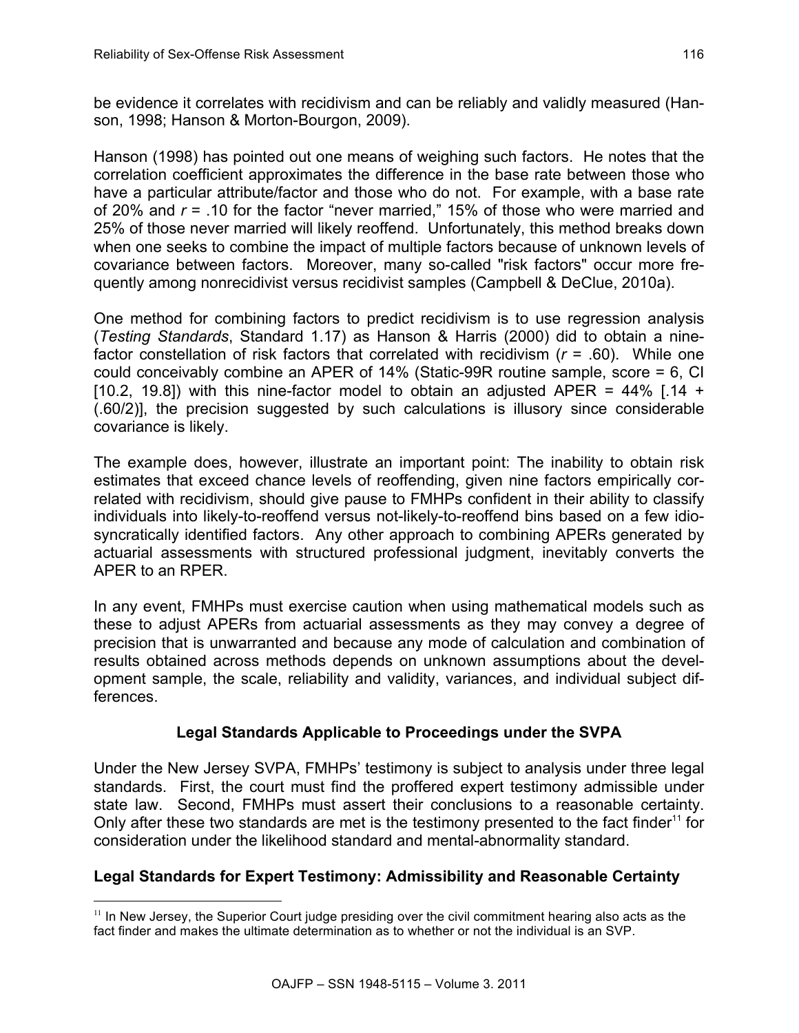be evidence it correlates with recidivism and can be reliably and validly measured (Hanson, 1998; Hanson & Morton-Bourgon, 2009).

Hanson (1998) has pointed out one means of weighing such factors. He notes that the correlation coefficient approximates the difference in the base rate between those who have a particular attribute/factor and those who do not. For example, with a base rate of 20% and $r = .10$ for the factor "never married," 15% of those who were married and 25% of those never married will likely reoffend. Unfortunately, this method breaks down when one seeks to combine the impact of multiple factors because of unknown levels of covariance between factors. Moreover, many so-called "risk factors" occur more frequently among nonrecidivist versus recidivist samples (Campbell & DeClue, 2010a).

One method for combining factors to predict recidivism is to use regression analysis (*Testing Standards*, Standard 1.17) as Hanson & Harris (2000) did to obtain a nine-factor constellation of risk factors that correlated with recidivism ($r = .60$). While one could conceivably combine an APER of 14% (Static-99R routine sample, score = 6, CI [10.2, 19.8]) with this nine-factor model to obtain an adjusted APER = 44% [.14 + (.60/2)], the precision suggested by such calculations is illusory since considerable covariance is likely.

The example does, however, illustrate an important point: The inability to obtain risk estimates that exceed chance levels of reoffending, given nine factors empirically correlated with recidivism, should give pause to FMHPs confident in their ability to classify individuals into likely-to-reoffend versus not-likely-to-reoffend bins based on a few idiosyncratically identified factors. Any other approach to combining APERs generated by actuarial assessments with structured professional judgment, inevitably converts the APER to an RPER.

In any event, FMHPs must exercise caution when using mathematical models such as these to adjust APERs from actuarial assessments as they may convey a degree of precision that is unwarranted and because any mode of calculation and combination of results obtained across methods depends on unknown assumptions about the development sample, the scale, reliability and validity, variances, and individual subject differences.

## Legal Standards Applicable to Proceedings under the SVPA

Under the New Jersey SVPA, FMHPs' testimony is subject to analysis under three legal standards. First, the court must find the proffered expert testimony admissible under state law. Second, FMHPs must assert their conclusions to a reasonable certainty. Only after these two standards are met is the testimony presented to the fact finder[11] for consideration under the likelihood standard and mental-abnormality standard.

### Legal Standards for Expert Testimony: Admissibility and Reasonable Certainty

[11] In New Jersey, the Superior Court judge presiding over the civil commitment hearing also acts as the fact finder and makes the ultimate determination as to whether or not the individual is an SVP.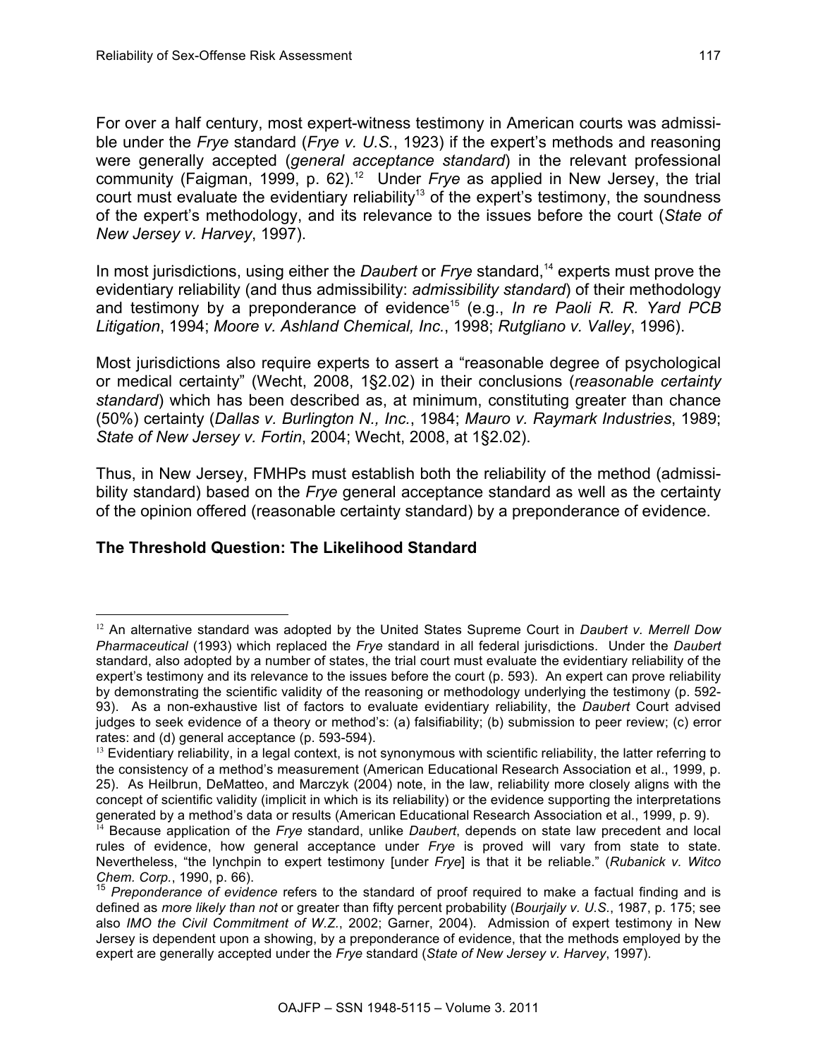For over a half century, most expert-witness testimony in American courts was admissible under the *Frye* standard (*Frye v. U.S.*, 1923) if the expert's methods and reasoning were generally accepted (*general acceptance standard*) in the relevant professional community (Faigman, 1999, p. 62).[12] Under *Frye* as applied in New Jersey, the trial court must evaluate the evidentiary reliability[13] of the expert's testimony, the soundness of the expert's methodology, and its relevance to the issues before the court (*State of New Jersey v. Harvey*, 1997).

In most jurisdictions, using either the *Daubert* or *Frye* standard,[14] experts must prove the evidentiary reliability (and thus admissibility: *admissibility standard*) of their methodology and testimony by a preponderance of evidence[15] (e.g., *In re Paoli R. R. Yard PCB Litigation*, 1994; *Moore v. Ashland Chemical, Inc.*, 1998; *Rutgliano v. Valley*, 1996).

Most jurisdictions also require experts to assert a "reasonable degree of psychological or medical certainty" (Wecht, 2008, 1§2.02) in their conclusions (*reasonable certainty standard*) which has been described as, at minimum, constituting greater than chance (50%) certainty (*Dallas v. Burlington N., Inc.*, 1984; *Mauro v. Raymark Industries*, 1989; *State of New Jersey v. Fortin*, 2004; Wecht, 2008, at 1§2.02).

Thus, in New Jersey, FMHPs must establish both the reliability of the method (admissibility standard) based on the *Frye* general acceptance standard as well as the certainty of the opinion offered (reasonable certainty standard) by a preponderance of evidence.

## The Threshold Question: The Likelihood Standard

---

[12] An alternative standard was adopted by the United States Supreme Court in *Daubert v. Merrell Dow Pharmaceutical* (1993) which replaced the *Frye* standard in all federal jurisdictions. Under the *Daubert* standard, also adopted by a number of states, the trial court must evaluate the evidentiary reliability of the expert's testimony and its relevance to the issues before the court (p. 593). An expert can prove reliability by demonstrating the scientific validity of the reasoning or methodology underlying the testimony (p. 592-93). As a non-exhaustive list of factors to evaluate evidentiary reliability, the *Daubert* Court advised judges to seek evidence of a theory or method's: (a) falsifiability; (b) submission to peer review; (c) error rates: and (d) general acceptance (p. 593-594).

[13] Evidentiary reliability, in a legal context, is not synonymous with scientific reliability, the latter referring to the consistency of a method's measurement (American Educational Research Association et al., 1999, p. 25). As Heilbrun, DeMatteo, and Marczyk (2004) note, in the law, reliability more closely aligns with the concept of scientific validity (implicit in which is its reliability) or the evidence supporting the interpretations generated by a method's data or results (American Educational Research Association et al., 1999, p. 9).

[14] Because application of the *Frye* standard, unlike *Daubert*, depends on state law precedent and local rules of evidence, how general acceptance under *Frye* is proved will vary from state to state. Nevertheless, "the lynchpin to expert testimony [under *Frye*] is that it be reliable." (*Rubanick v. Witco Chem. Corp.*, 1990, p. 66).

[15] *Preponderance of evidence* refers to the standard of proof required to make a factual finding and is defined as *more likely than not* or greater than fifty percent probability (*Bourjaily v. U.S.*, 1987, p. 175; see also *IMO the Civil Commitment of W.Z.*, 2002; Garner, 2004). Admission of expert testimony in New Jersey is dependent upon a showing, by a preponderance of evidence, that the methods employed by the expert are generally accepted under the *Frye* standard (*State of New Jersey v. Harvey*, 1997).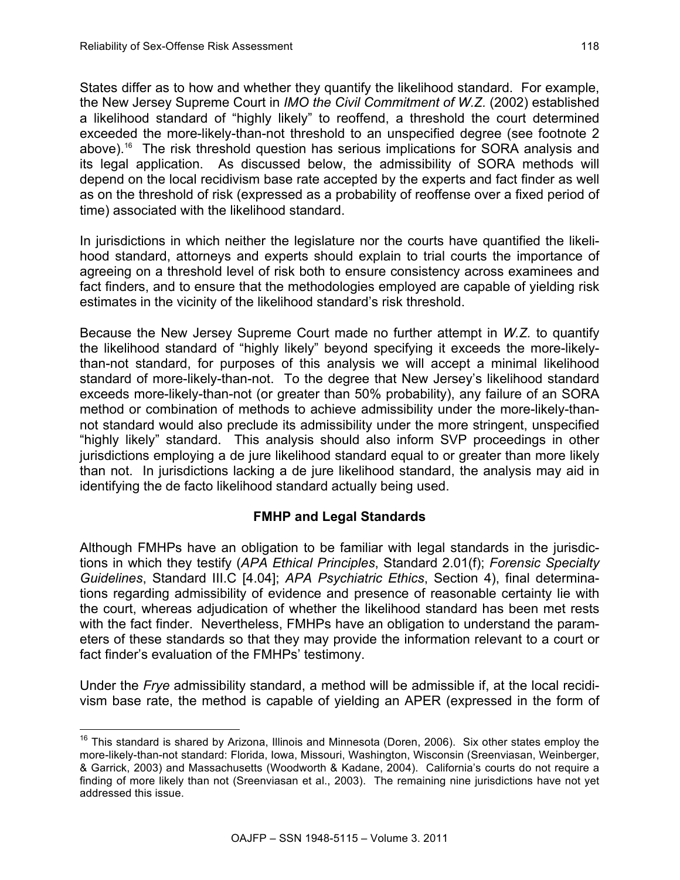States differ as to how and whether they quantify the likelihood standard. For example, the New Jersey Supreme Court in *IMO the Civil Commitment of W.Z.* (2002) established a likelihood standard of "highly likely" to reoffend, a threshold the court determined exceeded the more-likely-than-not threshold to an unspecified degree (see footnote 2 above).[16] The risk threshold question has serious implications for SORA analysis and its legal application. As discussed below, the admissibility of SORA methods will depend on the local recidivism base rate accepted by the experts and fact finder as well as on the threshold of risk (expressed as a probability of reoffense over a fixed period of time) associated with the likelihood standard.

In jurisdictions in which neither the legislature nor the courts have quantified the likelihood standard, attorneys and experts should explain to trial courts the importance of agreeing on a threshold level of risk both to ensure consistency across examinees and fact finders, and to ensure that the methodologies employed are capable of yielding risk estimates in the vicinity of the likelihood standard's risk threshold.

Because the New Jersey Supreme Court made no further attempt in *W.Z.* to quantify the likelihood standard of "highly likely" beyond specifying it exceeds the more-likely-than-not standard, for purposes of this analysis we will accept a minimal likelihood standard of more-likely-than-not. To the degree that New Jersey's likelihood standard exceeds more-likely-than-not (or greater than 50% probability), any failure of an SORA method or combination of methods to achieve admissibility under the more-likely-than-not standard would also preclude its admissibility under the more stringent, unspecified "highly likely" standard. This analysis should also inform SVP proceedings in other jurisdictions employing a de jure likelihood standard equal to or greater than more likely than not. In jurisdictions lacking a de jure likelihood standard, the analysis may aid in identifying the de facto likelihood standard actually being used.

### FMHP and Legal Standards

Although FMHPs have an obligation to be familiar with legal standards in the jurisdictions in which they testify (*APA Ethical Principles*, Standard 2.01(f); *Forensic Specialty Guidelines*, Standard III.C [4.04]; *APA Psychiatric Ethics*, Section 4), final determinations regarding admissibility of evidence and presence of reasonable certainty lie with the court, whereas adjudication of whether the likelihood standard has been met rests with the fact finder. Nevertheless, FMHPs have an obligation to understand the parameters of these standards so that they may provide the information relevant to a court or fact finder's evaluation of the FMHPs' testimony.

Under the *Frye* admissibility standard, a method will be admissible if, at the local recidivism base rate, the method is capable of yielding an APER (expressed in the form of

---

[16] This standard is shared by Arizona, Illinois and Minnesota (Doren, 2006). Six other states employ the more-likely-than-not standard: Florida, Iowa, Missouri, Washington, Wisconsin (Sreenviasan, Weinberger, & Garrick, 2003) and Massachusetts (Woodworth & Kadane, 2004). California's courts do not require a finding of more likely than not (Sreenviasan et al., 2003). The remaining nine jurisdictions have not yet addressed this issue.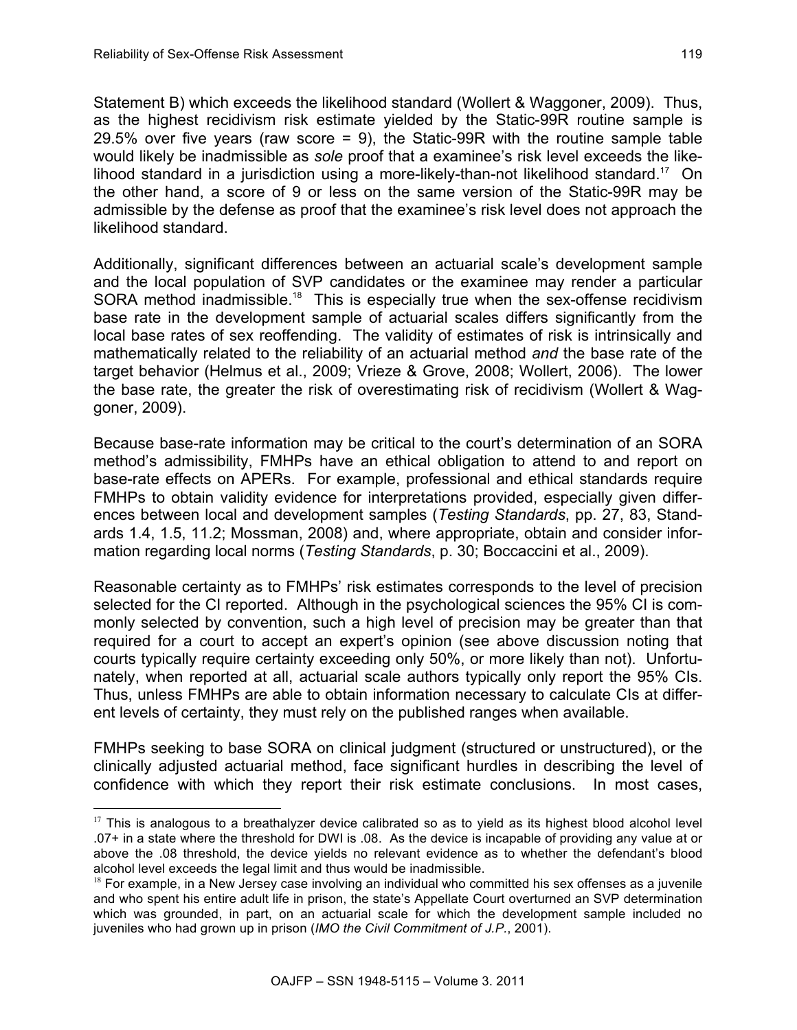Statement B) which exceeds the likelihood standard (Wollert & Waggoner, 2009). Thus, as the highest recidivism risk estimate yielded by the Static-99R routine sample is 29.5% over five years (raw score = 9), the Static-99R with the routine sample table would likely be inadmissible as *sole* proof that a examinee's risk level exceeds the likelihood standard in a jurisdiction using a more-likely-than-not likelihood standard.[17] On the other hand, a score of 9 or less on the same version of the Static-99R may be admissible by the defense as proof that the examinee's risk level does not approach the likelihood standard.

Additionally, significant differences between an actuarial scale's development sample and the local population of SVP candidates or the examinee may render a particular SORA method inadmissible.[18] This is especially true when the sex-offense recidivism base rate in the development sample of actuarial scales differs significantly from the local base rates of sex reoffending. The validity of estimates of risk is intrinsically and mathematically related to the reliability of an actuarial method *and* the base rate of the target behavior (Helmus et al., 2009; Vrieze & Grove, 2008; Wollert, 2006). The lower the base rate, the greater the risk of overestimating risk of recidivism (Wollert & Waggoner, 2009).

Because base-rate information may be critical to the court's determination of an SORA method's admissibility, FMHPs have an ethical obligation to attend to and report on base-rate effects on APERs. For example, professional and ethical standards require FMHPs to obtain validity evidence for interpretations provided, especially given differences between local and development samples (*Testing Standards*, pp. 27, 83, Standards 1.4, 1.5, 11.2; Mossman, 2008) and, where appropriate, obtain and consider information regarding local norms (*Testing Standards*, p. 30; Boccaccini et al., 2009).

Reasonable certainty as to FMHPs' risk estimates corresponds to the level of precision selected for the CI reported. Although in the psychological sciences the 95% CI is commonly selected by convention, such a high level of precision may be greater than that required for a court to accept an expert's opinion (see above discussion noting that courts typically require certainty exceeding only 50%, or more likely than not). Unfortunately, when reported at all, actuarial scale authors typically only report the 95% CIs. Thus, unless FMHPs are able to obtain information necessary to calculate CIs at different levels of certainty, they must rely on the published ranges when available.

FMHPs seeking to base SORA on clinical judgment (structured or unstructured), or the clinically adjusted actuarial method, face significant hurdles in describing the level of confidence with which they report their risk estimate conclusions. In most cases,

---

[17] This is analogous to a breathalyzer device calibrated so as to yield as its highest blood alcohol level .07+ in a state where the threshold for DWI is .08. As the device is incapable of providing any value at or above the .08 threshold, the device yields no relevant evidence as to whether the defendant's blood alcohol level exceeds the legal limit and thus would be inadmissible.

[18] For example, in a New Jersey case involving an individual who committed his sex offenses as a juvenile and who spent his entire adult life in prison, the state's Appellate Court overturned an SVP determination which was grounded, in part, on an actuarial scale for which the development sample included no juveniles who had grown up in prison (*IMO the Civil Commitment of J.P.*, 2001).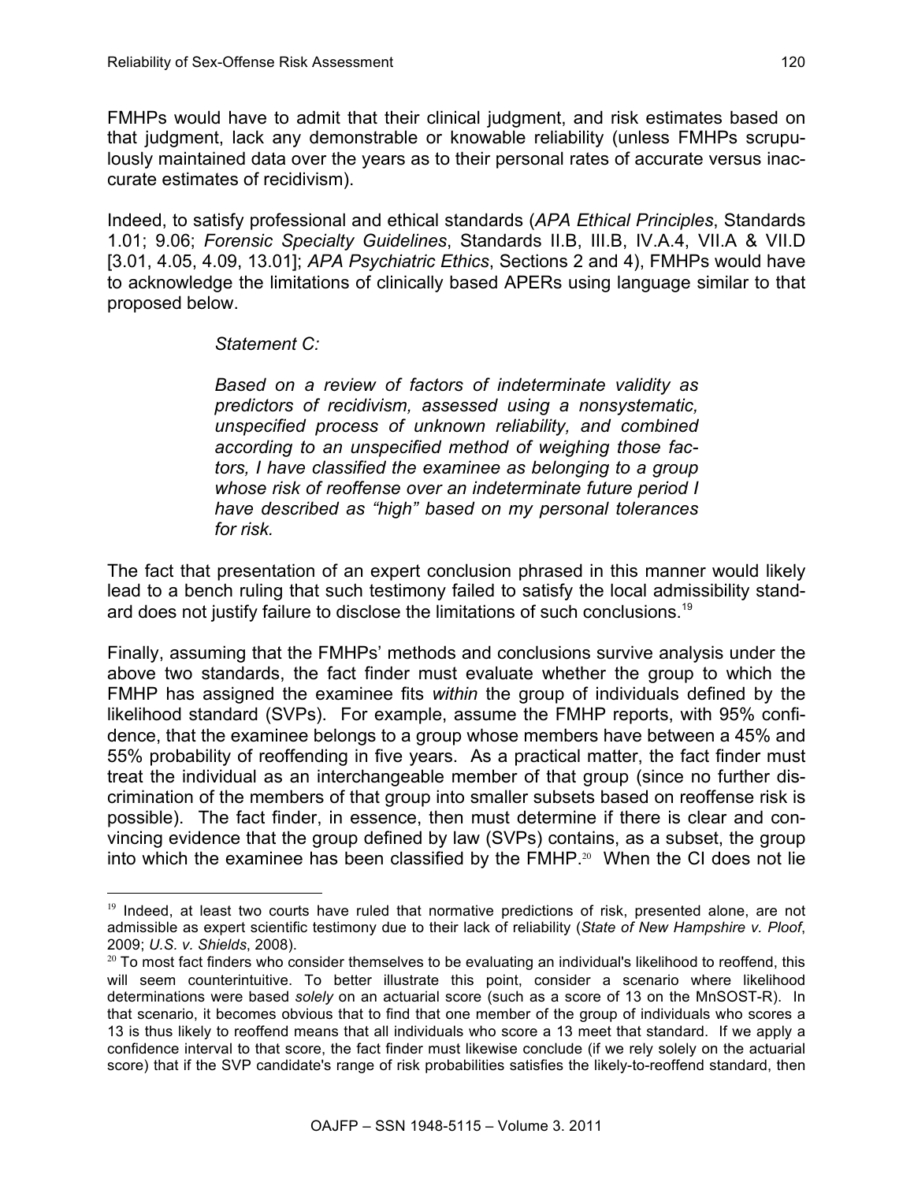FMHPs would have to admit that their clinical judgment, and risk estimates based on that judgment, lack any demonstrable or knowable reliability (unless FMHPs scrupulously maintained data over the years as to their personal rates of accurate versus inaccurate estimates of recidivism).

Indeed, to satisfy professional and ethical standards (*APA Ethical Principles*, Standards 1.01; 9.06; *Forensic Specialty Guidelines*, Standards II.B, III.B, IV.A.4, VII.A & VII.D [3.01, 4.05, 4.09, 13.01]; *APA Psychiatric Ethics*, Sections 2 and 4), FMHPs would have to acknowledge the limitations of clinically based APERs using language similar to that proposed below.

> *Statement C:*
>
> *Based on a review of factors of indeterminate validity as predictors of recidivism, assessed using a nonsystematic, unspecified process of unknown reliability, and combined according to an unspecified method of weighing those factors, I have classified the examinee as belonging to a group whose risk of reoffense over an indeterminate future period I have described as "high" based on my personal tolerances for risk.*

The fact that presentation of an expert conclusion phrased in this manner would likely lead to a bench ruling that such testimony failed to satisfy the local admissibility standard does not justify failure to disclose the limitations of such conclusions.[19]

Finally, assuming that the FMHPs' methods and conclusions survive analysis under the above two standards, the fact finder must evaluate whether the group to which the FMHP has assigned the examinee fits *within* the group of individuals defined by the likelihood standard (SVPs). For example, assume the FMHP reports, with 95% confidence, that the examinee belongs to a group whose members have between a 45% and 55% probability of reoffending in five years. As a practical matter, the fact finder must treat the individual as an interchangeable member of that group (since no further discrimination of the members of that group into smaller subsets based on reoffense risk is possible). The fact finder, in essence, then must determine if there is clear and convincing evidence that the group defined by law (SVPs) contains, as a subset, the group into which the examinee has been classified by the FMHP.[20] When the CI does not lie

---

[19] Indeed, at least two courts have ruled that normative predictions of risk, presented alone, are not admissible as expert scientific testimony due to their lack of reliability (*State of New Hampshire v. Ploof*, 2009; *U.S. v. Shields*, 2008).

[20] To most fact finders who consider themselves to be evaluating an individual's likelihood to reoffend, this will seem counterintuitive. To better illustrate this point, consider a scenario where likelihood determinations were based *solely* on an actuarial score (such as a score of 13 on the MnSOST-R). In that scenario, it becomes obvious that to find that one member of the group of individuals who scores a 13 is thus likely to reoffend means that all individuals who score a 13 meet that standard. If we apply a confidence interval to that score, the fact finder must likewise conclude (if we rely solely on the actuarial score) that if the SVP candidate's range of risk probabilities satisfies the likely-to-reoffend standard, then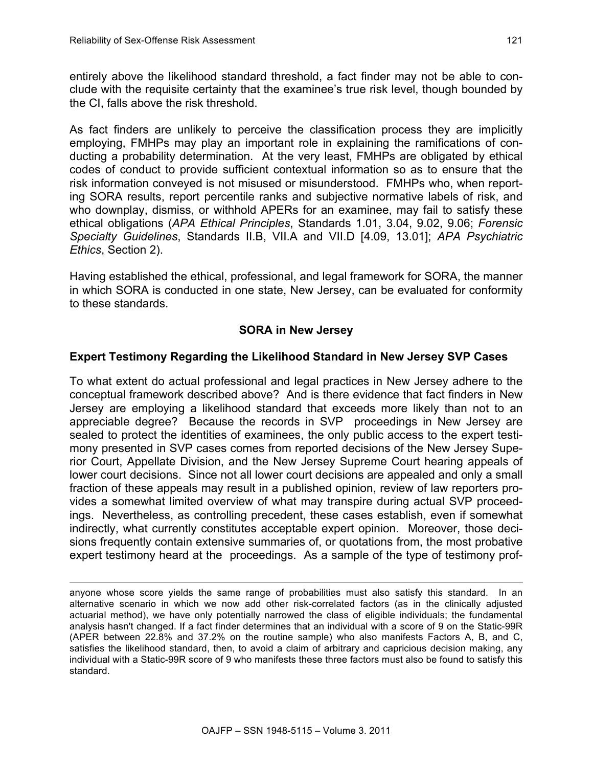entirely above the likelihood standard threshold, a fact finder may not be able to conclude with the requisite certainty that the examinee's true risk level, though bounded by the CI, falls above the risk threshold.

As fact finders are unlikely to perceive the classification process they are implicitly employing, FMHPs may play an important role in explaining the ramifications of conducting a probability determination. At the very least, FMHPs are obligated by ethical codes of conduct to provide sufficient contextual information so as to ensure that the risk information conveyed is not misused or misunderstood. FMHPs who, when reporting SORA results, report percentile ranks and subjective normative labels of risk, and who downplay, dismiss, or withhold APERs for an examinee, may fail to satisfy these ethical obligations (*APA Ethical Principles*, Standards 1.01, 3.04, 9.02, 9.06; *Forensic Specialty Guidelines*, Standards II.B, VII.A and VII.D [4.09, 13.01]; *APA Psychiatric Ethics*, Section 2).

Having established the ethical, professional, and legal framework for SORA, the manner in which SORA is conducted in one state, New Jersey, can be evaluated for conformity to these standards.

## SORA in New Jersey

### Expert Testimony Regarding the Likelihood Standard in New Jersey SVP Cases

To what extent do actual professional and legal practices in New Jersey adhere to the conceptual framework described above? And is there evidence that fact finders in New Jersey are employing a likelihood standard that exceeds more likely than not to an appreciable degree? Because the records in SVP proceedings in New Jersey are sealed to protect the identities of examinees, the only public access to the expert testimony presented in SVP cases comes from reported decisions of the New Jersey Superior Court, Appellate Division, and the New Jersey Supreme Court hearing appeals of lower court decisions. Since not all lower court decisions are appealed and only a small fraction of these appeals may result in a published opinion, review of law reporters provides a somewhat limited overview of what may transpire during actual SVP proceedings. Nevertheless, as controlling precedent, these cases establish, even if somewhat indirectly, what currently constitutes acceptable expert opinion. Moreover, those decisions frequently contain extensive summaries of, or quotations from, the most probative expert testimony heard at the proceedings. As a sample of the type of testimony prof-

---

anyone whose score yields the same range of probabilities must also satisfy this standard. In an alternative scenario in which we now add other risk-correlated factors (as in the clinically adjusted actuarial method), we have only potentially narrowed the class of eligible individuals; the fundamental analysis hasn't changed. If a fact finder determines that an individual with a score of 9 on the Static-99R (APER between 22.8% and 37.2% on the routine sample) who also manifests Factors A, B, and C, satisfies the likelihood standard, then, to avoid a claim of arbitrary and capricious decision making, any individual with a Static-99R score of 9 who manifests these three factors must also be found to satisfy this standard.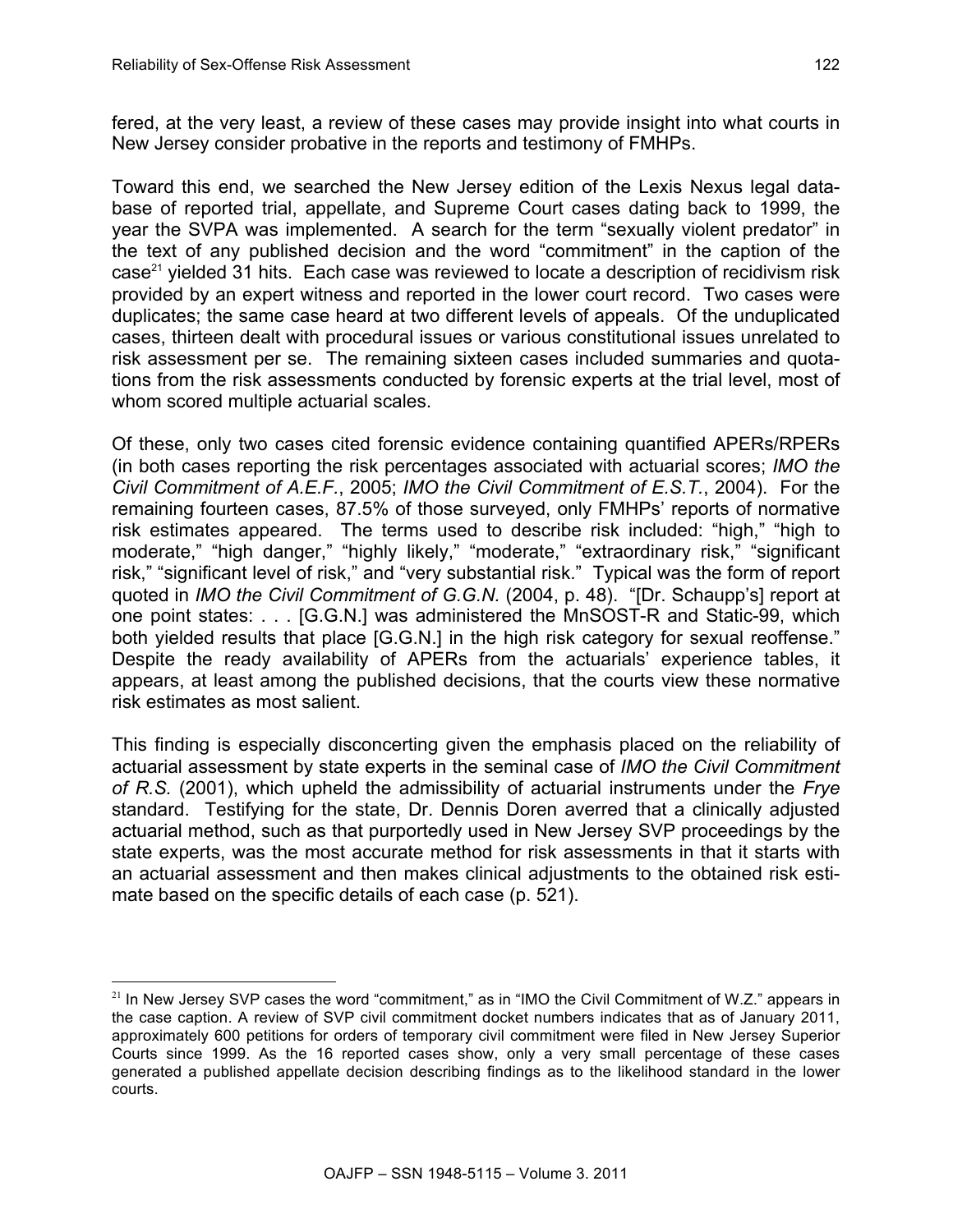fered, at the very least, a review of these cases may provide insight into what courts in New Jersey consider probative in the reports and testimony of FMHPs.

Toward this end, we searched the New Jersey edition of the Lexis Nexus legal database of reported trial, appellate, and Supreme Court cases dating back to 1999, the year the SVPA was implemented. A search for the term "sexually violent predator" in the text of any published decision and the word "commitment" in the caption of the case[21] yielded 31 hits. Each case was reviewed to locate a description of recidivism risk provided by an expert witness and reported in the lower court record. Two cases were duplicates; the same case heard at two different levels of appeals. Of the unduplicated cases, thirteen dealt with procedural issues or various constitutional issues unrelated to risk assessment per se. The remaining sixteen cases included summaries and quotations from the risk assessments conducted by forensic experts at the trial level, most of whom scored multiple actuarial scales.

Of these, only two cases cited forensic evidence containing quantified APERs/RPERs (in both cases reporting the risk percentages associated with actuarial scores; *IMO the Civil Commitment of A.E.F.*, 2005; *IMO the Civil Commitment of E.S.T.*, 2004). For the remaining fourteen cases, 87.5% of those surveyed, only FMHPs' reports of normative risk estimates appeared. The terms used to describe risk included: "high," "high to moderate," "high danger," "highly likely," "moderate," "extraordinary risk," "significant risk," "significant level of risk," and "very substantial risk." Typical was the form of report quoted in *IMO the Civil Commitment of G.G.N.* (2004, p. 48). "[Dr. Schaupp's] report at one point states: . . . [G.G.N.] was administered the MnSOST-R and Static-99, which both yielded results that place [G.G.N.] in the high risk category for sexual reoffense." Despite the ready availability of APERs from the actuarials' experience tables, it appears, at least among the published decisions, that the courts view these normative risk estimates as most salient.

This finding is especially disconcerting given the emphasis placed on the reliability of actuarial assessment by state experts in the seminal case of *IMO the Civil Commitment of R.S.* (2001), which upheld the admissibility of actuarial instruments under the *Frye* standard. Testifying for the state, Dr. Dennis Doren averred that a clinically adjusted actuarial method, such as that purportedly used in New Jersey SVP proceedings by the state experts, was the most accurate method for risk assessments in that it starts with an actuarial assessment and then makes clinical adjustments to the obtained risk estimate based on the specific details of each case (p. 521).

[21] In New Jersey SVP cases the word "commitment," as in "IMO the Civil Commitment of W.Z." appears in the case caption. A review of SVP civil commitment docket numbers indicates that as of January 2011, approximately 600 petitions for orders of temporary civil commitment were filed in New Jersey Superior Courts since 1999. As the 16 reported cases show, only a very small percentage of these cases generated a published appellate decision describing findings as to the likelihood standard in the lower courts.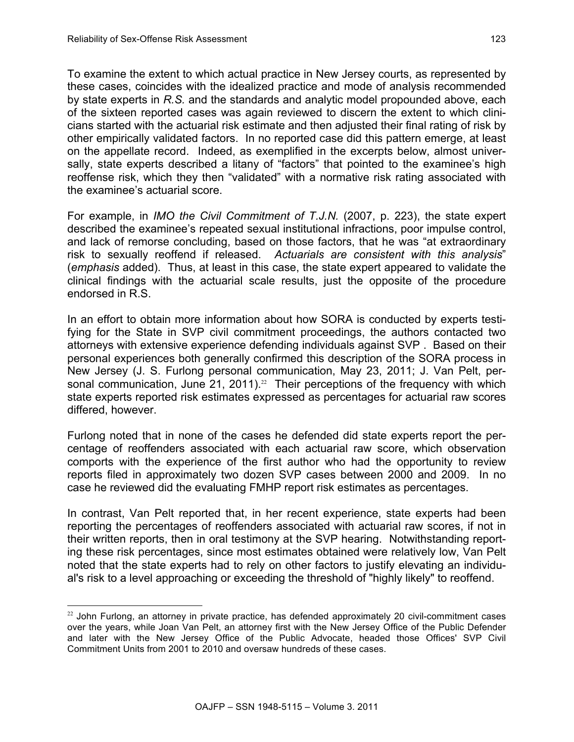To examine the extent to which actual practice in New Jersey courts, as represented by these cases, coincides with the idealized practice and mode of analysis recommended by state experts in *R.S.* and the standards and analytic model propounded above, each of the sixteen reported cases was again reviewed to discern the extent to which clinicians started with the actuarial risk estimate and then adjusted their final rating of risk by other empirically validated factors. In no reported case did this pattern emerge, at least on the appellate record. Indeed, as exemplified in the excerpts below, almost universally, state experts described a litany of "factors" that pointed to the examinee's high reoffense risk, which they then "validated" with a normative risk rating associated with the examinee's actuarial score.

For example, in *IMO the Civil Commitment of T.J.N.* (2007, p. 223), the state expert described the examinee's repeated sexual institutional infractions, poor impulse control, and lack of remorse concluding, based on those factors, that he was "at extraordinary risk to sexually reoffend if released. *Actuarials are consistent with this analysis*" (*emphasis* added). Thus, at least in this case, the state expert appeared to validate the clinical findings with the actuarial scale results, just the opposite of the procedure endorsed in R.S.

In an effort to obtain more information about how SORA is conducted by experts testifying for the State in SVP civil commitment proceedings, the authors contacted two attorneys with extensive experience defending individuals against SVP . Based on their personal experiences both generally confirmed this description of the SORA process in New Jersey (J. S. Furlong personal communication, May 23, 2011; J. Van Pelt, personal communication, June 21, 2011).[22] Their perceptions of the frequency with which state experts reported risk estimates expressed as percentages for actuarial raw scores differed, however.

Furlong noted that in none of the cases he defended did state experts report the percentage of reoffenders associated with each actuarial raw score, which observation comports with the experience of the first author who had the opportunity to review reports filed in approximately two dozen SVP cases between 2000 and 2009. In no case he reviewed did the evaluating FMHP report risk estimates as percentages.

In contrast, Van Pelt reported that, in her recent experience, state experts had been reporting the percentages of reoffenders associated with actuarial raw scores, if not in their written reports, then in oral testimony at the SVP hearing. Notwithstanding reporting these risk percentages, since most estimates obtained were relatively low, Van Pelt noted that the state experts had to rely on other factors to justify elevating an individual's risk to a level approaching or exceeding the threshold of "highly likely" to reoffend.

---

[22] John Furlong, an attorney in private practice, has defended approximately 20 civil-commitment cases over the years, while Joan Van Pelt, an attorney first with the New Jersey Office of the Public Defender and later with the New Jersey Office of the Public Advocate, headed those Offices' SVP Civil Commitment Units from 2001 to 2010 and oversaw hundreds of these cases.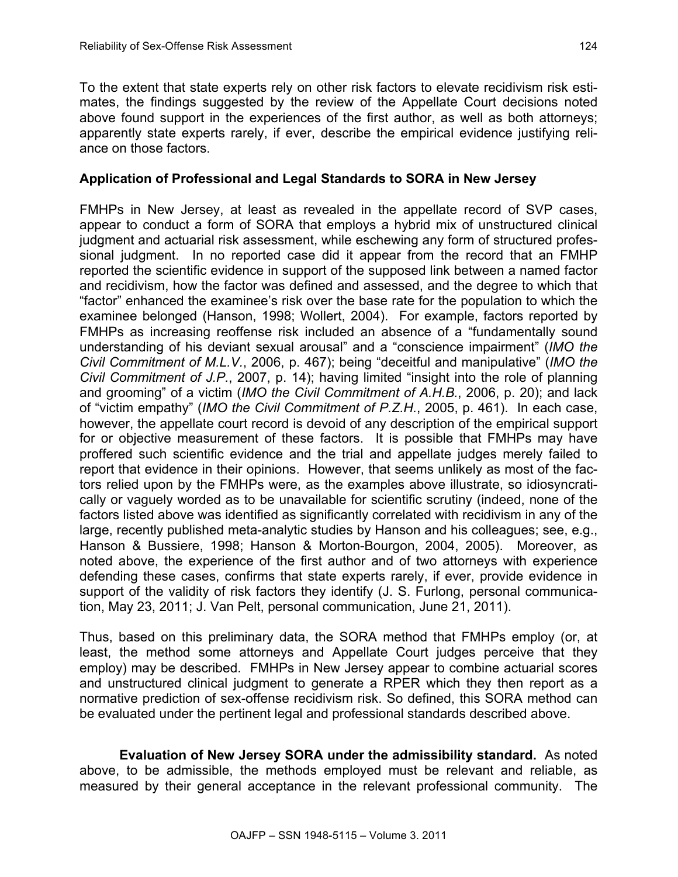To the extent that state experts rely on other risk factors to elevate recidivism risk estimates, the findings suggested by the review of the Appellate Court decisions noted above found support in the experiences of the first author, as well as both attorneys; apparently state experts rarely, if ever, describe the empirical evidence justifying reliance on those factors.

### Application of Professional and Legal Standards to SORA in New Jersey

FMHPs in New Jersey, at least as revealed in the appellate record of SVP cases, appear to conduct a form of SORA that employs a hybrid mix of unstructured clinical judgment and actuarial risk assessment, while eschewing any form of structured professional judgment. In no reported case did it appear from the record that an FMHP reported the scientific evidence in support of the supposed link between a named factor and recidivism, how the factor was defined and assessed, and the degree to which that "factor" enhanced the examinee's risk over the base rate for the population to which the examinee belonged (Hanson, 1998; Wollert, 2004). For example, factors reported by FMHPs as increasing reoffense risk included an absence of a "fundamentally sound understanding of his deviant sexual arousal" and a "conscience impairment" (*IMO the Civil Commitment of M.L.V.*, 2006, p. 467); being "deceitful and manipulative" (*IMO the Civil Commitment of J.P.*, 2007, p. 14); having limited "insight into the role of planning and grooming" of a victim (*IMO the Civil Commitment of A.H.B.*, 2006, p. 20); and lack of "victim empathy" (*IMO the Civil Commitment of P.Z.H.*, 2005, p. 461). In each case, however, the appellate court record is devoid of any description of the empirical support for or objective measurement of these factors. It is possible that FMHPs may have proffered such scientific evidence and the trial and appellate judges merely failed to report that evidence in their opinions. However, that seems unlikely as most of the factors relied upon by the FMHPs were, as the examples above illustrate, so idiosyncratically or vaguely worded as to be unavailable for scientific scrutiny (indeed, none of the factors listed above was identified as significantly correlated with recidivism in any of the large, recently published meta-analytic studies by Hanson and his colleagues; see, e.g., Hanson & Bussiere, 1998; Hanson & Morton-Bourgon, 2004, 2005). Moreover, as noted above, the experience of the first author and of two attorneys with experience defending these cases, confirms that state experts rarely, if ever, provide evidence in support of the validity of risk factors they identify (J. S. Furlong, personal communication, May 23, 2011; J. Van Pelt, personal communication, June 21, 2011).

Thus, based on this preliminary data, the SORA method that FMHPs employ (or, at least, the method some attorneys and Appellate Court judges perceive that they employ) may be described. FMHPs in New Jersey appear to combine actuarial scores and unstructured clinical judgment to generate a RPER which they then report as a normative prediction of sex-offense recidivism risk. So defined, this SORA method can be evaluated under the pertinent legal and professional standards described above.

**Evaluation of New Jersey SORA under the admissibility standard.** As noted above, to be admissible, the methods employed must be relevant and reliable, as measured by their general acceptance in the relevant professional community. The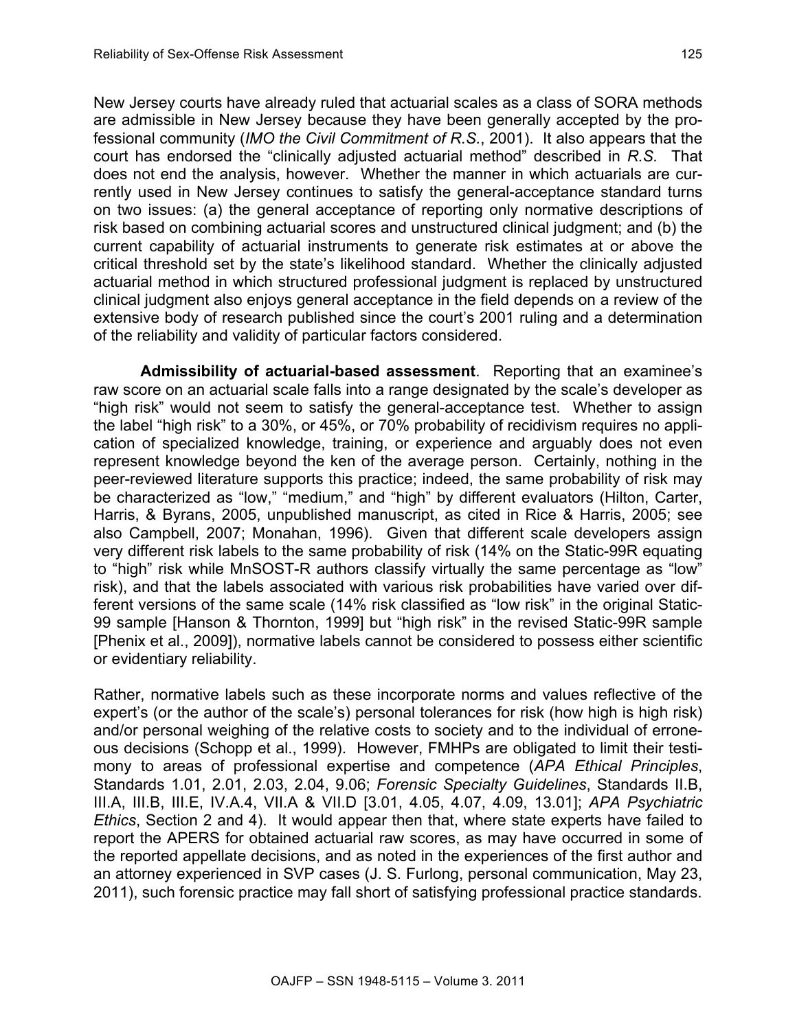New Jersey courts have already ruled that actuarial scales as a class of SORA methods are admissible in New Jersey because they have been generally accepted by the professional community (*IMO the Civil Commitment of R.S.*, 2001). It also appears that the court has endorsed the "clinically adjusted actuarial method" described in *R.S.* That does not end the analysis, however. Whether the manner in which actuarials are currently used in New Jersey continues to satisfy the general-acceptance standard turns on two issues: (a) the general acceptance of reporting only normative descriptions of risk based on combining actuarial scores and unstructured clinical judgment; and (b) the current capability of actuarial instruments to generate risk estimates at or above the critical threshold set by the state's likelihood standard. Whether the clinically adjusted actuarial method in which structured professional judgment is replaced by unstructured clinical judgment also enjoys general acceptance in the field depends on a review of the extensive body of research published since the court's 2001 ruling and a determination of the reliability and validity of particular factors considered.

**Admissibility of actuarial-based assessment**. Reporting that an examinee's raw score on an actuarial scale falls into a range designated by the scale's developer as "high risk" would not seem to satisfy the general-acceptance test. Whether to assign the label "high risk" to a 30%, or 45%, or 70% probability of recidivism requires no application of specialized knowledge, training, or experience and arguably does not even represent knowledge beyond the ken of the average person. Certainly, nothing in the peer-reviewed literature supports this practice; indeed, the same probability of risk may be characterized as "low," "medium," and "high" by different evaluators (Hilton, Carter, Harris, & Byrans, 2005, unpublished manuscript, as cited in Rice & Harris, 2005; see also Campbell, 2007; Monahan, 1996). Given that different scale developers assign very different risk labels to the same probability of risk (14% on the Static-99R equating to "high" risk while MnSOST-R authors classify virtually the same percentage as "low" risk), and that the labels associated with various risk probabilities have varied over different versions of the same scale (14% risk classified as "low risk" in the original Static-99 sample [Hanson & Thornton, 1999] but "high risk" in the revised Static-99R sample [Phenix et al., 2009]), normative labels cannot be considered to possess either scientific or evidentiary reliability.

Rather, normative labels such as these incorporate norms and values reflective of the expert's (or the author of the scale's) personal tolerances for risk (how high is high risk) and/or personal weighing of the relative costs to society and to the individual of erroneous decisions (Schopp et al., 1999). However, FMHPs are obligated to limit their testimony to areas of professional expertise and competence (*APA Ethical Principles*, Standards 1.01, 2.01, 2.03, 2.04, 9.06; *Forensic Specialty Guidelines*, Standards II.B, III.A, III.B, III.E, IV.A.4, VII.A & VII.D [3.01, 4.05, 4.07, 4.09, 13.01]; *APA Psychiatric Ethics*, Section 2 and 4). It would appear then that, where state experts have failed to report the APERS for obtained actuarial raw scores, as may have occurred in some of the reported appellate decisions, and as noted in the experiences of the first author and an attorney experienced in SVP cases (J. S. Furlong, personal communication, May 23, 2011), such forensic practice may fall short of satisfying professional practice standards.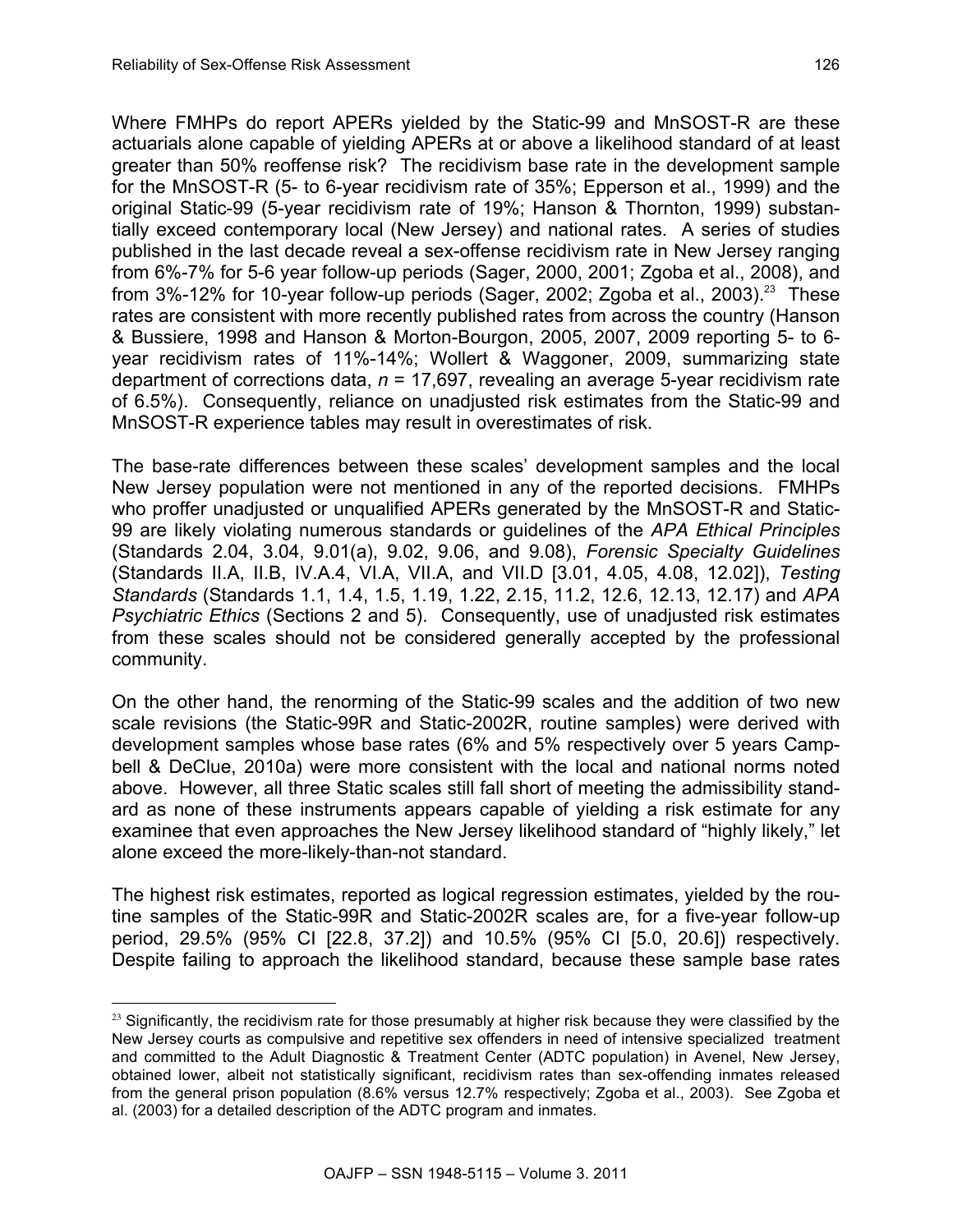Where FMHPs do report APERs yielded by the Static-99 and MnSOST-R are these actuarials alone capable of yielding APERs at or above a likelihood standard of at least greater than 50% reoffense risk? The recidivism base rate in the development sample for the MnSOST-R (5- to 6-year recidivism rate of 35%; Epperson et al., 1999) and the original Static-99 (5-year recidivism rate of 19%; Hanson & Thornton, 1999) substantially exceed contemporary local (New Jersey) and national rates. A series of studies published in the last decade reveal a sex-offense recidivism rate in New Jersey ranging from 6%-7% for 5-6 year follow-up periods (Sager, 2000, 2001; Zgoba et al., 2008), and from 3%-12% for 10-year follow-up periods (Sager, 2002; Zgoba et al., 2003).[23] These rates are consistent with more recently published rates from across the country (Hanson & Bussiere, 1998 and Hanson & Morton-Bourgon, 2005, 2007, 2009 reporting 5- to 6-year recidivism rates of 11%-14%; Wollert & Waggoner, 2009, summarizing state department of corrections data, *n* = 17,697, revealing an average 5-year recidivism rate of 6.5%). Consequently, reliance on unadjusted risk estimates from the Static-99 and MnSOST-R experience tables may result in overestimates of risk.

The base-rate differences between these scales' development samples and the local New Jersey population were not mentioned in any of the reported decisions. FMHPs who proffer unadjusted or unqualified APERs generated by the MnSOST-R and Static-99 are likely violating numerous standards or guidelines of the *APA Ethical Principles* (Standards 2.04, 3.04, 9.01(a), 9.02, 9.06, and 9.08), *Forensic Specialty Guidelines* (Standards II.A, II.B, IV.A.4, VI.A, VII.A, and VII.D [3.01, 4.05, 4.08, 12.02]), *Testing Standards* (Standards 1.1, 1.4, 1.5, 1.19, 1.22, 2.15, 11.2, 12.6, 12.13, 12.17) and *APA Psychiatric Ethics* (Sections 2 and 5). Consequently, use of unadjusted risk estimates from these scales should not be considered generally accepted by the professional community.

On the other hand, the renorming of the Static-99 scales and the addition of two new scale revisions (the Static-99R and Static-2002R, routine samples) were derived with development samples whose base rates (6% and 5% respectively over 5 years Campbell & DeClue, 2010a) were more consistent with the local and national norms noted above. However, all three Static scales still fall short of meeting the admissibility standard as none of these instruments appears capable of yielding a risk estimate for any examinee that even approaches the New Jersey likelihood standard of "highly likely," let alone exceed the more-likely-than-not standard.

The highest risk estimates, reported as logical regression estimates, yielded by the routine samples of the Static-99R and Static-2002R scales are, for a five-year follow-up period, 29.5% (95% CI [22.8, 37.2]) and 10.5% (95% CI [5.0, 20.6]) respectively. Despite failing to approach the likelihood standard, because these sample base rates

[23] Significantly, the recidivism rate for those presumably at higher risk because they were classified by the New Jersey courts as compulsive and repetitive sex offenders in need of intensive specialized treatment and committed to the Adult Diagnostic & Treatment Center (ADTC population) in Avenel, New Jersey, obtained lower, albeit not statistically significant, recidivism rates than sex-offending inmates released from the general prison population (8.6% versus 12.7% respectively; Zgoba et al., 2003). See Zgoba et al. (2003) for a detailed description of the ADTC program and inmates.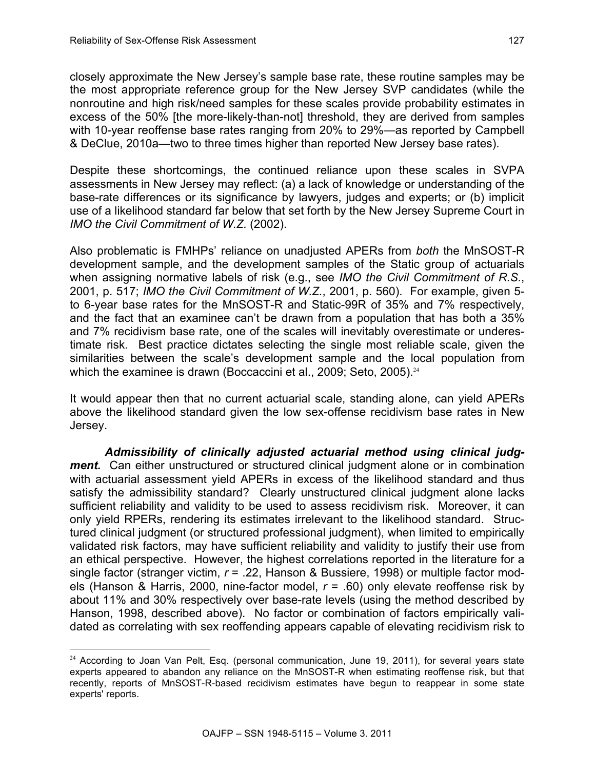closely approximate the New Jersey's sample base rate, these routine samples may be the most appropriate reference group for the New Jersey SVP candidates (while the nonroutine and high risk/need samples for these scales provide probability estimates in excess of the 50% [the more-likely-than-not] threshold, they are derived from samples with 10-year reoffense base rates ranging from 20% to 29%—as reported by Campbell & DeClue, 2010a—two to three times higher than reported New Jersey base rates).

Despite these shortcomings, the continued reliance upon these scales in SVPA assessments in New Jersey may reflect: (a) a lack of knowledge or understanding of the base-rate differences or its significance by lawyers, judges and experts; or (b) implicit use of a likelihood standard far below that set forth by the New Jersey Supreme Court in *IMO the Civil Commitment of W.Z.* (2002).

Also problematic is FMHPs' reliance on unadjusted APERs from *both* the MnSOST-R development sample, and the development samples of the Static group of actuarials when assigning normative labels of risk (e.g., see *IMO the Civil Commitment of R.S.*, 2001, p. 517; *IMO the Civil Commitment of W.Z.*, 2001, p. 560). For example, given 5- to 6-year base rates for the MnSOST-R and Static-99R of 35% and 7% respectively, and the fact that an examinee can't be drawn from a population that has both a 35% and 7% recidivism base rate, one of the scales will inevitably overestimate or underestimate risk. Best practice dictates selecting the single most reliable scale, given the similarities between the scale's development sample and the local population from which the examinee is drawn (Boccaccini et al., 2009; Seto, 2005).[24]

It would appear then that no current actuarial scale, standing alone, can yield APERs above the likelihood standard given the low sex-offense recidivism base rates in New Jersey.

***Admissibility of clinically adjusted actuarial method using clinical judgment.*** Can either unstructured or structured clinical judgment alone or in combination with actuarial assessment yield APERs in excess of the likelihood standard and thus satisfy the admissibility standard? Clearly unstructured clinical judgment alone lacks sufficient reliability and validity to be used to assess recidivism risk. Moreover, it can only yield RPERs, rendering its estimates irrelevant to the likelihood standard. Structured clinical judgment (or structured professional judgment), when limited to empirically validated risk factors, may have sufficient reliability and validity to justify their use from an ethical perspective. However, the highest correlations reported in the literature for a single factor (stranger victim, $r = .22$, Hanson & Bussiere, 1998) or multiple factor models (Hanson & Harris, 2000, nine-factor model, $r = .60$) only elevate reoffense risk by about 11% and 30% respectively over base-rate levels (using the method described by Hanson, 1998, described above). No factor or combination of factors empirically validated as correlating with sex reoffending appears capable of elevating recidivism risk to

[24] According to Joan Van Pelt, Esq. (personal communication, June 19, 2011), for several years state experts appeared to abandon any reliance on the MnSOST-R when estimating reoffense risk, but that recently, reports of MnSOST-R-based recidivism estimates have begun to reappear in some state experts' reports.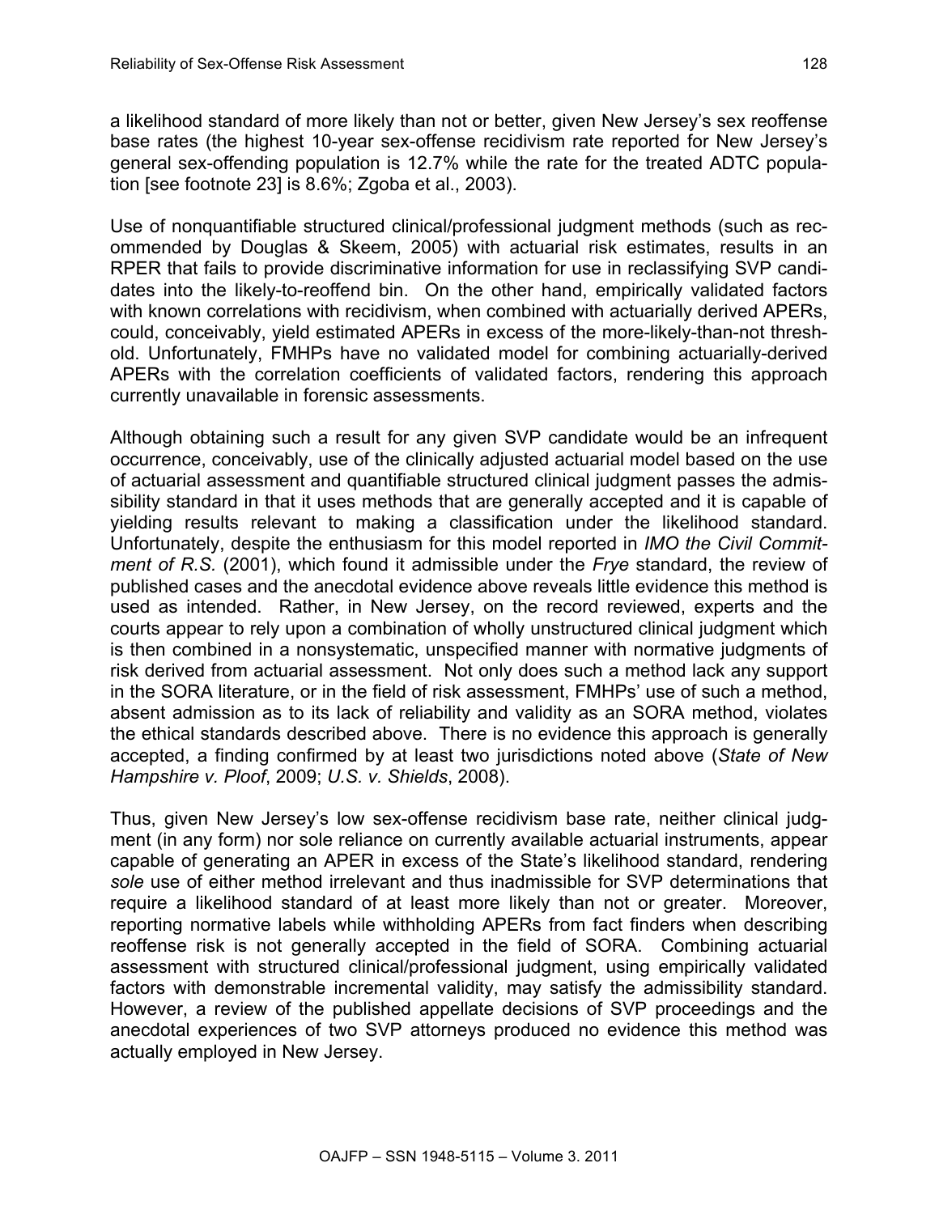a likelihood standard of more likely than not or better, given New Jersey's sex reoffense base rates (the highest 10-year sex-offense recidivism rate reported for New Jersey's general sex-offending population is 12.7% while the rate for the treated ADTC population [see footnote 23] is 8.6%; Zgoba et al., 2003).

Use of nonquantifiable structured clinical/professional judgment methods (such as recommended by Douglas & Skeem, 2005) with actuarial risk estimates, results in an RPER that fails to provide discriminative information for use in reclassifying SVP candidates into the likely-to-reoffend bin. On the other hand, empirically validated factors with known correlations with recidivism, when combined with actuarially derived APERs, could, conceivably, yield estimated APERs in excess of the more-likely-than-not threshold. Unfortunately, FMHPs have no validated model for combining actuarially-derived APERs with the correlation coefficients of validated factors, rendering this approach currently unavailable in forensic assessments.

Although obtaining such a result for any given SVP candidate would be an infrequent occurrence, conceivably, use of the clinically adjusted actuarial model based on the use of actuarial assessment and quantifiable structured clinical judgment passes the admissibility standard in that it uses methods that are generally accepted and it is capable of yielding results relevant to making a classification under the likelihood standard. Unfortunately, despite the enthusiasm for this model reported in *IMO the Civil Commitment of R.S.* (2001), which found it admissible under the *Frye* standard, the review of published cases and the anecdotal evidence above reveals little evidence this method is used as intended. Rather, in New Jersey, on the record reviewed, experts and the courts appear to rely upon a combination of wholly unstructured clinical judgment which is then combined in a nonsystematic, unspecified manner with normative judgments of risk derived from actuarial assessment. Not only does such a method lack any support in the SORA literature, or in the field of risk assessment, FMHPs' use of such a method, absent admission as to its lack of reliability and validity as an SORA method, violates the ethical standards described above. There is no evidence this approach is generally accepted, a finding confirmed by at least two jurisdictions noted above (*State of New Hampshire v. Ploof*, 2009; *U.S. v. Shields*, 2008).

Thus, given New Jersey's low sex-offense recidivism base rate, neither clinical judgment (in any form) nor sole reliance on currently available actuarial instruments, appear capable of generating an APER in excess of the State's likelihood standard, rendering *sole* use of either method irrelevant and thus inadmissible for SVP determinations that require a likelihood standard of at least more likely than not or greater. Moreover, reporting normative labels while withholding APERs from fact finders when describing reoffense risk is not generally accepted in the field of SORA. Combining actuarial assessment with structured clinical/professional judgment, using empirically validated factors with demonstrable incremental validity, may satisfy the admissibility standard. However, a review of the published appellate decisions of SVP proceedings and the anecdotal experiences of two SVP attorneys produced no evidence this method was actually employed in New Jersey.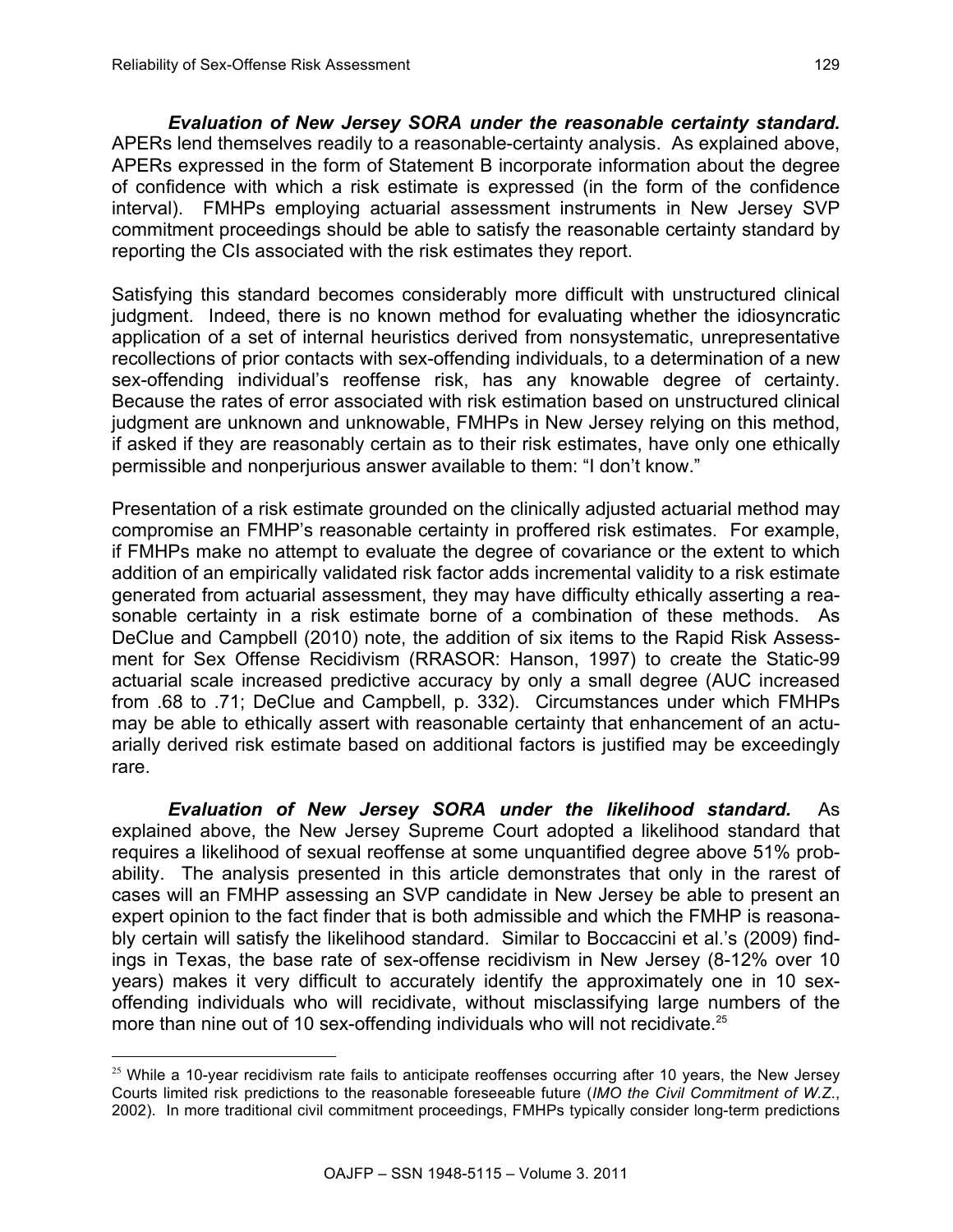***Evaluation of New Jersey SORA under the reasonable certainty standard.*** APERs lend themselves readily to a reasonable-certainty analysis. As explained above, APERs expressed in the form of Statement B incorporate information about the degree of confidence with which a risk estimate is expressed (in the form of the confidence interval). FMHPs employing actuarial assessment instruments in New Jersey SVP commitment proceedings should be able to satisfy the reasonable certainty standard by reporting the CIs associated with the risk estimates they report.

Satisfying this standard becomes considerably more difficult with unstructured clinical judgment. Indeed, there is no known method for evaluating whether the idiosyncratic application of a set of internal heuristics derived from nonsystematic, unrepresentative recollections of prior contacts with sex-offending individuals, to a determination of a new sex-offending individual's reoffense risk, has any knowable degree of certainty. Because the rates of error associated with risk estimation based on unstructured clinical judgment are unknown and unknowable, FMHPs in New Jersey relying on this method, if asked if they are reasonably certain as to their risk estimates, have only one ethically permissible and nonperjurious answer available to them: "I don't know."

Presentation of a risk estimate grounded on the clinically adjusted actuarial method may compromise an FMHP's reasonable certainty in proffered risk estimates. For example, if FMHPs make no attempt to evaluate the degree of covariance or the extent to which addition of an empirically validated risk factor adds incremental validity to a risk estimate generated from actuarial assessment, they may have difficulty ethically asserting a reasonable certainty in a risk estimate borne of a combination of these methods. As DeClue and Campbell (2010) note, the addition of six items to the Rapid Risk Assessment for Sex Offense Recidivism (RRASOR: Hanson, 1997) to create the Static-99 actuarial scale increased predictive accuracy by only a small degree (AUC increased from .68 to .71; DeClue and Campbell, p. 332). Circumstances under which FMHPs may be able to ethically assert with reasonable certainty that enhancement of an actuarially derived risk estimate based on additional factors is justified may be exceedingly rare.

***Evaluation of New Jersey SORA under the likelihood standard.*** As explained above, the New Jersey Supreme Court adopted a likelihood standard that requires a likelihood of sexual reoffense at some unquantified degree above 51% probability. The analysis presented in this article demonstrates that only in the rarest of cases will an FMHP assessing an SVP candidate in New Jersey be able to present an expert opinion to the fact finder that is both admissible and which the FMHP is reasonably certain will satisfy the likelihood standard. Similar to Boccaccini et al.'s (2009) findings in Texas, the base rate of sex-offense recidivism in New Jersey (8-12% over 10 years) makes it very difficult to accurately identify the approximately one in 10 sex-offending individuals who will recidivate, without misclassifying large numbers of the more than nine out of 10 sex-offending individuals who will not recidivate.[25]

[25] While a 10-year recidivism rate fails to anticipate reoffenses occurring after 10 years, the New Jersey Courts limited risk predictions to the reasonable foreseeable future (*IMO the Civil Commitment of W.Z.*, 2002). In more traditional civil commitment proceedings, FMHPs typically consider long-term predictions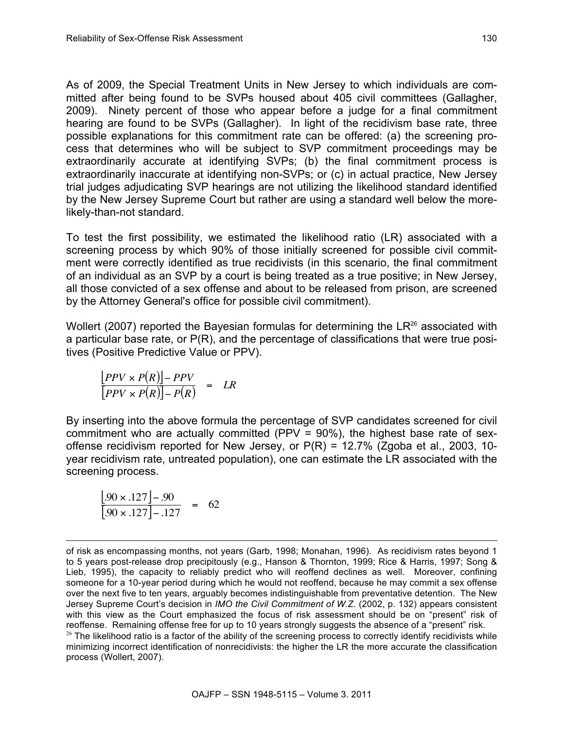As of 2009, the Special Treatment Units in New Jersey to which individuals are committed after being found to be SVPs housed about 405 civil committees (Gallagher, 2009). Ninety percent of those who appear before a judge for a final commitment hearing are found to be SVPs (Gallagher). In light of the recidivism base rate, three possible explanations for this commitment rate can be offered: (a) the screening process that determines who will be subject to SVP commitment proceedings may be extraordinarily accurate at identifying SVPs; (b) the final commitment process is extraordinarily inaccurate at identifying non-SVPs; or (c) in actual practice, New Jersey trial judges adjudicating SVP hearings are not utilizing the likelihood standard identified by the New Jersey Supreme Court but rather are using a standard well below the more-likely-than-not standard.

To test the first possibility, we estimated the likelihood ratio (LR) associated with a screening process by which 90% of those initially screened for possible civil commitment were correctly identified as true recidivists (in this scenario, the final commitment of an individual as an SVP by a court is being treated as a true positive; in New Jersey, all those convicted of a sex offense and about to be released from prison, are screened by the Attorney General's office for possible civil commitment).

Wollert (2007) reported the Bayesian formulas for determining the LR[26] associated with a particular base rate, or P(R), and the percentage of classifications that were true positives (Positive Predictive Value or PPV).

$$\frac{\left[PPV \times P(R)\right] - PPV}{\left[PPV \times P(R)\right] - P(R)} = LR$$

By inserting into the above formula the percentage of SVP candidates screened for civil commitment who are actually committed (PPV = 90%), the highest base rate of sex-offense recidivism reported for New Jersey, or P(R) = 12.7% (Zgoba et al., 2003, 10-year recidivism rate, untreated population), one can estimate the LR associated with the screening process.

$$\frac{\left[.90 \times .127\right] - .90}{\left[.90 \times .127\right] - .127} = 62$$

---

of risk as encompassing months, not years (Garb, 1998; Monahan, 1996). As recidivism rates beyond 1 to 5 years post-release drop precipitously (e.g., Hanson & Thornton, 1999; Rice & Harris, 1997; Song & Lieb, 1995), the capacity to reliably predict who will reoffend declines as well. Moreover, confining someone for a 10-year period during which he would not reoffend, because he may commit a sex offense over the next five to ten years, arguably becomes indistinguishable from preventative detention. The New Jersey Supreme Court's decision in *IMO the Civil Commitment of W.Z.* (2002, p. 132) appears consistent with this view as the Court emphasized the focus of risk assessment should be on "present" risk of reoffense. Remaining offense free for up to 10 years strongly suggests the absence of a "present" risk.

[26] The likelihood ratio is a factor of the ability of the screening process to correctly identify recidivists while minimizing incorrect identification of nonrecidivists: the higher the LR the more accurate the classification process (Wollert, 2007).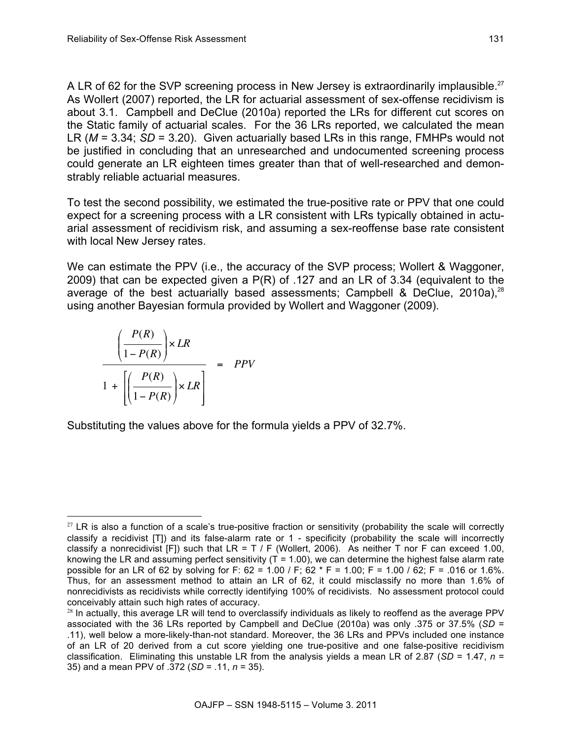A LR of 62 for the SVP screening process in New Jersey is extraordinarily implausible.[27] As Wollert (2007) reported, the LR for actuarial assessment of sex-offense recidivism is about 3.1. Campbell and DeClue (2010a) reported the LRs for different cut scores on the Static family of actuarial scales. For the 36 LRs reported, we calculated the mean LR (*M* = 3.34; *SD* = 3.20). Given actuarially based LRs in this range, FMHPs would not be justified in concluding that an unresearched and undocumented screening process could generate an LR eighteen times greater than that of well-researched and demonstrably reliable actuarial measures.

To test the second possibility, we estimated the true-positive rate or PPV that one could expect for a screening process with a LR consistent with LRs typically obtained in actuarial assessment of recidivism risk, and assuming a sex-reoffense base rate consistent with local New Jersey rates.

We can estimate the PPV (i.e., the accuracy of the SVP process; Wollert & Waggoner, 2009) that can be expected given a P(R) of .127 and an LR of 3.34 (equivalent to the average of the best actuarially based assessments; Campbell & DeClue, 2010a),[28] using another Bayesian formula provided by Wollert and Waggoner (2009).

$$\frac{\left(\frac{P(R)}{1-P(R)}\right)\times LR}{1+\left[\left(\frac{P(R)}{1-P(R)}\right)\times LR\right]} = PPV$$

Substituting the values above for the formula yields a PPV of 32.7%.

---

[27] LR is also a function of a scale's true-positive fraction or sensitivity (probability the scale will correctly classify a recidivist [T]) and its false-alarm rate or 1 - specificity (probability the scale will incorrectly classify a nonrecidivist [F]) such that LR = T / F (Wollert, 2006). As neither T nor F can exceed 1.00, knowing the LR and assuming perfect sensitivity (T = 1.00), we can determine the highest false alarm rate possible for an LR of 62 by solving for F: 62 = 1.00 / F; 62 * F = 1.00; F = 1.00 / 62; F = .016 or 1.6%. Thus, for an assessment method to attain an LR of 62, it could misclassify no more than 1.6% of nonrecidivists as recidivists while correctly identifying 100% of recidivists. No assessment protocol could conceivably attain such high rates of accuracy.

[28] In actually, this average LR will tend to overclassify individuals as likely to reoffend as the average PPV associated with the 36 LRs reported by Campbell and DeClue (2010a) was only .375 or 37.5% (*SD* = .11), well below a more-likely-than-not standard. Moreover, the 36 LRs and PPVs included one instance of an LR of 20 derived from a cut score yielding one true-positive and one false-positive recidivism classification. Eliminating this unstable LR from the analysis yields a mean LR of 2.87 (*SD* = 1.47, *n* = 35) and a mean PPV of .372 (*SD* = .11, *n* = 35).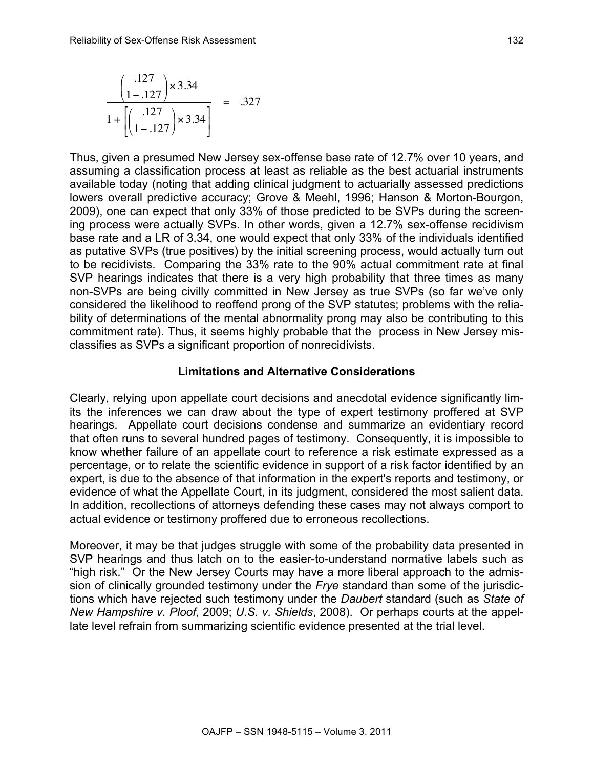$$\frac{\left(\frac{.127}{1-.127}\right)\times 3.34}{1+\left[\left(\frac{.127}{1-.127}\right)\times 3.34\right]} = .327$$

Thus, given a presumed New Jersey sex-offense base rate of 12.7% over 10 years, and assuming a classification process at least as reliable as the best actuarial instruments available today (noting that adding clinical judgment to actuarially assessed predictions lowers overall predictive accuracy; Grove & Meehl, 1996; Hanson & Morton-Bourgon, 2009), one can expect that only 33% of those predicted to be SVPs during the screening process were actually SVPs. In other words, given a 12.7% sex-offense recidivism base rate and a LR of 3.34, one would expect that only 33% of the individuals identified as putative SVPs (true positives) by the initial screening process, would actually turn out to be recidivists. Comparing the 33% rate to the 90% actual commitment rate at final SVP hearings indicates that there is a very high probability that three times as many non-SVPs are being civilly committed in New Jersey as true SVPs (so far we've only considered the likelihood to reoffend prong of the SVP statutes; problems with the reliability of determinations of the mental abnormality prong may also be contributing to this commitment rate). Thus, it seems highly probable that the process in New Jersey misclassifies as SVPs a significant proportion of nonrecidivists.

### Limitations and Alternative Considerations

Clearly, relying upon appellate court decisions and anecdotal evidence significantly limits the inferences we can draw about the type of expert testimony proffered at SVP hearings. Appellate court decisions condense and summarize an evidentiary record that often runs to several hundred pages of testimony. Consequently, it is impossible to know whether failure of an appellate court to reference a risk estimate expressed as a percentage, or to relate the scientific evidence in support of a risk factor identified by an expert, is due to the absence of that information in the expert's reports and testimony, or evidence of what the Appellate Court, in its judgment, considered the most salient data. In addition, recollections of attorneys defending these cases may not always comport to actual evidence or testimony proffered due to erroneous recollections.

Moreover, it may be that judges struggle with some of the probability data presented in SVP hearings and thus latch on to the easier-to-understand normative labels such as "high risk." Or the New Jersey Courts may have a more liberal approach to the admission of clinically grounded testimony under the *Frye* standard than some of the jurisdictions which have rejected such testimony under the *Daubert* standard (such as *State of New Hampshire v. Ploof*, 2009; *U.S. v. Shields*, 2008). Or perhaps courts at the appellate level refrain from summarizing scientific evidence presented at the trial level.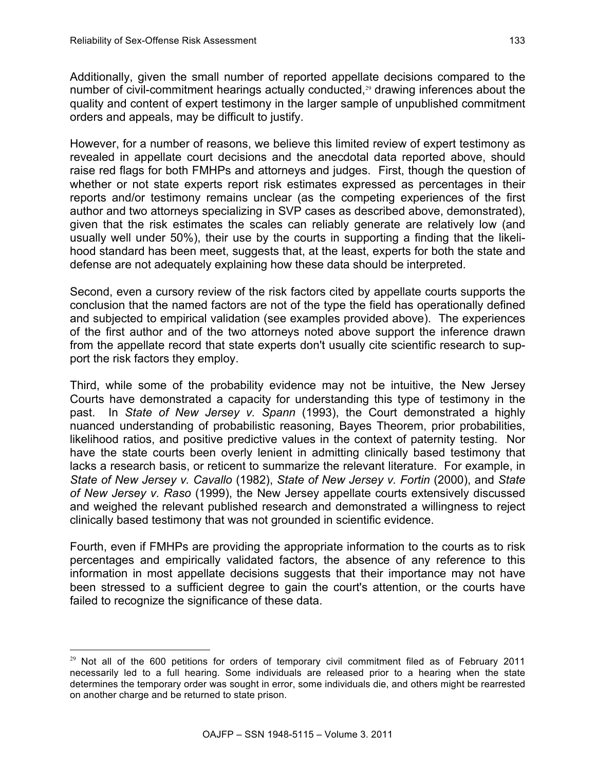Additionally, given the small number of reported appellate decisions compared to the number of civil-commitment hearings actually conducted,[29] drawing inferences about the quality and content of expert testimony in the larger sample of unpublished commitment orders and appeals, may be difficult to justify.

However, for a number of reasons, we believe this limited review of expert testimony as revealed in appellate court decisions and the anecdotal data reported above, should raise red flags for both FMHPs and attorneys and judges. First, though the question of whether or not state experts report risk estimates expressed as percentages in their reports and/or testimony remains unclear (as the competing experiences of the first author and two attorneys specializing in SVP cases as described above, demonstrated), given that the risk estimates the scales can reliably generate are relatively low (and usually well under 50%), their use by the courts in supporting a finding that the likelihood standard has been meet, suggests that, at the least, experts for both the state and defense are not adequately explaining how these data should be interpreted.

Second, even a cursory review of the risk factors cited by appellate courts supports the conclusion that the named factors are not of the type the field has operationally defined and subjected to empirical validation (see examples provided above). The experiences of the first author and of the two attorneys noted above support the inference drawn from the appellate record that state experts don't usually cite scientific research to support the risk factors they employ.

Third, while some of the probability evidence may not be intuitive, the New Jersey Courts have demonstrated a capacity for understanding this type of testimony in the past. In *State of New Jersey v. Spann* (1993), the Court demonstrated a highly nuanced understanding of probabilistic reasoning, Bayes Theorem, prior probabilities, likelihood ratios, and positive predictive values in the context of paternity testing. Nor have the state courts been overly lenient in admitting clinically based testimony that lacks a research basis, or reticent to summarize the relevant literature. For example, in *State of New Jersey v. Cavallo* (1982), *State of New Jersey v. Fortin* (2000), and *State of New Jersey v. Raso* (1999), the New Jersey appellate courts extensively discussed and weighed the relevant published research and demonstrated a willingness to reject clinically based testimony that was not grounded in scientific evidence.

Fourth, even if FMHPs are providing the appropriate information to the courts as to risk percentages and empirically validated factors, the absence of any reference to this information in most appellate decisions suggests that their importance may not have been stressed to a sufficient degree to gain the court's attention, or the courts have failed to recognize the significance of these data.

---

[29] Not all of the 600 petitions for orders of temporary civil commitment filed as of February 2011 necessarily led to a full hearing. Some individuals are released prior to a hearing when the state determines the temporary order was sought in error, some individuals die, and others might be rearrested on another charge and be returned to state prison.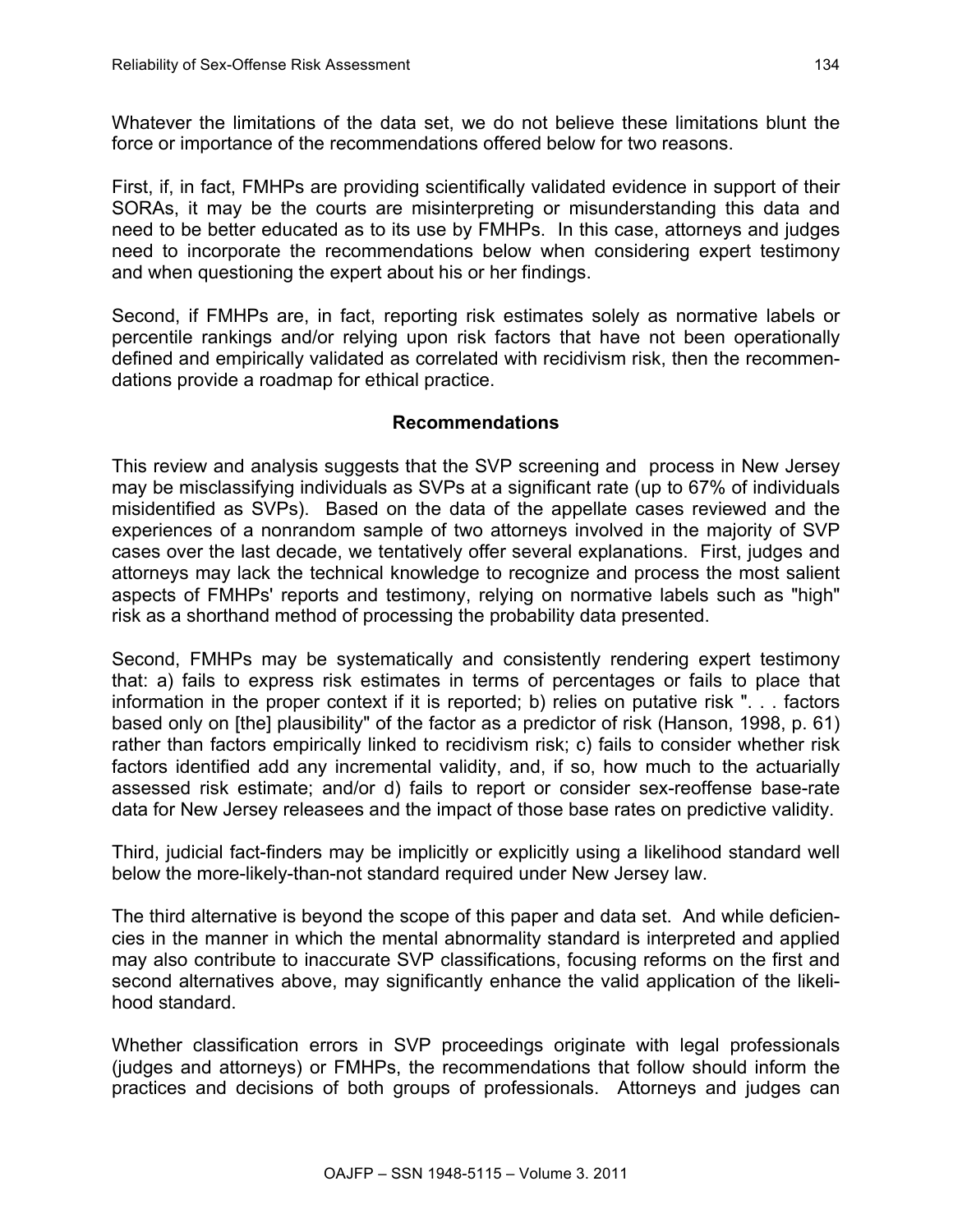Whatever the limitations of the data set, we do not believe these limitations blunt the force or importance of the recommendations offered below for two reasons.

First, if, in fact, FMHPs are providing scientifically validated evidence in support of their SORAs, it may be the courts are misinterpreting or misunderstanding this data and need to be better educated as to its use by FMHPs. In this case, attorneys and judges need to incorporate the recommendations below when considering expert testimony and when questioning the expert about his or her findings.

Second, if FMHPs are, in fact, reporting risk estimates solely as normative labels or percentile rankings and/or relying upon risk factors that have not been operationally defined and empirically validated as correlated with recidivism risk, then the recommendations provide a roadmap for ethical practice.

## Recommendations

This review and analysis suggests that the SVP screening and process in New Jersey may be misclassifying individuals as SVPs at a significant rate (up to 67% of individuals misidentified as SVPs). Based on the data of the appellate cases reviewed and the experiences of a nonrandom sample of two attorneys involved in the majority of SVP cases over the last decade, we tentatively offer several explanations. First, judges and attorneys may lack the technical knowledge to recognize and process the most salient aspects of FMHPs' reports and testimony, relying on normative labels such as "high" risk as a shorthand method of processing the probability data presented.

Second, FMHPs may be systematically and consistently rendering expert testimony that: a) fails to express risk estimates in terms of percentages or fails to place that information in the proper context if it is reported; b) relies on putative risk ". . . factors based only on [the] plausibility" of the factor as a predictor of risk (Hanson, 1998, p. 61) rather than factors empirically linked to recidivism risk; c) fails to consider whether risk factors identified add any incremental validity, and, if so, how much to the actuarially assessed risk estimate; and/or d) fails to report or consider sex-reoffense base-rate data for New Jersey releasees and the impact of those base rates on predictive validity.

Third, judicial fact-finders may be implicitly or explicitly using a likelihood standard well below the more-likely-than-not standard required under New Jersey law.

The third alternative is beyond the scope of this paper and data set. And while deficiencies in the manner in which the mental abnormality standard is interpreted and applied may also contribute to inaccurate SVP classifications, focusing reforms on the first and second alternatives above, may significantly enhance the valid application of the likelihood standard.

Whether classification errors in SVP proceedings originate with legal professionals (judges and attorneys) or FMHPs, the recommendations that follow should inform the practices and decisions of both groups of professionals. Attorneys and judges can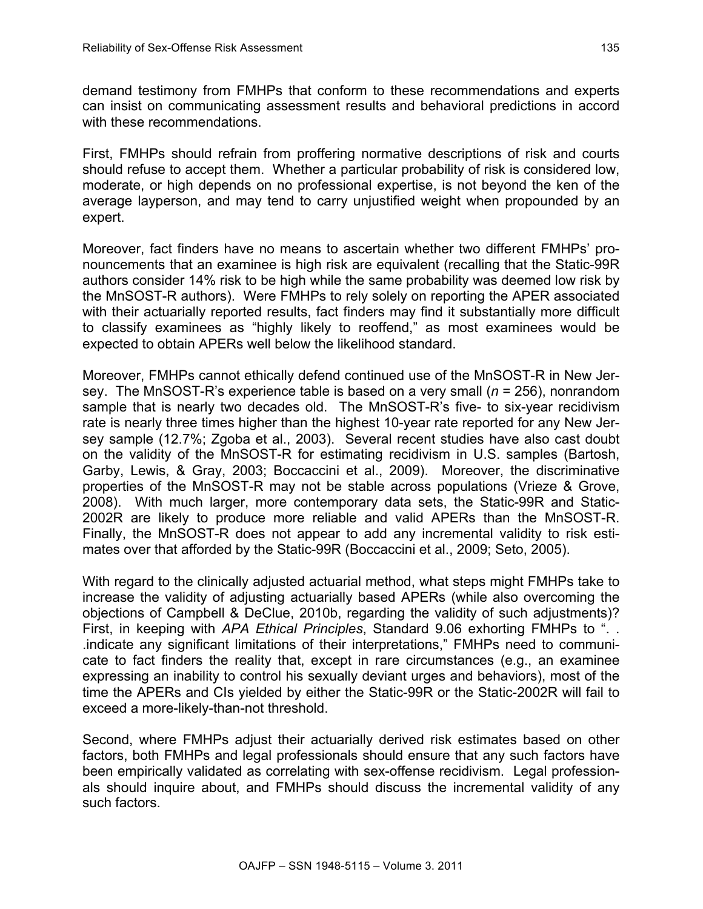demand testimony from FMHPs that conform to these recommendations and experts can insist on communicating assessment results and behavioral predictions in accord with these recommendations.

First, FMHPs should refrain from proffering normative descriptions of risk and courts should refuse to accept them. Whether a particular probability of risk is considered low, moderate, or high depends on no professional expertise, is not beyond the ken of the average layperson, and may tend to carry unjustified weight when propounded by an expert.

Moreover, fact finders have no means to ascertain whether two different FMHPs' pronouncements that an examinee is high risk are equivalent (recalling that the Static-99R authors consider 14% risk to be high while the same probability was deemed low risk by the MnSOST-R authors). Were FMHPs to rely solely on reporting the APER associated with their actuarially reported results, fact finders may find it substantially more difficult to classify examinees as "highly likely to reoffend," as most examinees would be expected to obtain APERs well below the likelihood standard.

Moreover, FMHPs cannot ethically defend continued use of the MnSOST-R in New Jersey. The MnSOST-R's experience table is based on a very small ($n$ = 256), nonrandom sample that is nearly two decades old. The MnSOST-R's five- to six-year recidivism rate is nearly three times higher than the highest 10-year rate reported for any New Jersey sample (12.7%; Zgoba et al., 2003). Several recent studies have also cast doubt on the validity of the MnSOST-R for estimating recidivism in U.S. samples (Bartosh, Garby, Lewis, & Gray, 2003; Boccaccini et al., 2009). Moreover, the discriminative properties of the MnSOST-R may not be stable across populations (Vrieze & Grove, 2008). With much larger, more contemporary data sets, the Static-99R and Static-2002R are likely to produce more reliable and valid APERs than the MnSOST-R. Finally, the MnSOST-R does not appear to add any incremental validity to risk estimates over that afforded by the Static-99R (Boccaccini et al., 2009; Seto, 2005).

With regard to the clinically adjusted actuarial method, what steps might FMHPs take to increase the validity of adjusting actuarially based APERs (while also overcoming the objections of Campbell & DeClue, 2010b, regarding the validity of such adjustments)? First, in keeping with *APA Ethical Principles*, Standard 9.06 exhorting FMHPs to ". . .indicate any significant limitations of their interpretations," FMHPs need to communicate to fact finders the reality that, except in rare circumstances (e.g., an examinee expressing an inability to control his sexually deviant urges and behaviors), most of the time the APERs and CIs yielded by either the Static-99R or the Static-2002R will fail to exceed a more-likely-than-not threshold.

Second, where FMHPs adjust their actuarially derived risk estimates based on other factors, both FMHPs and legal professionals should ensure that any such factors have been empirically validated as correlating with sex-offense recidivism. Legal professionals should inquire about, and FMHPs should discuss the incremental validity of any such factors.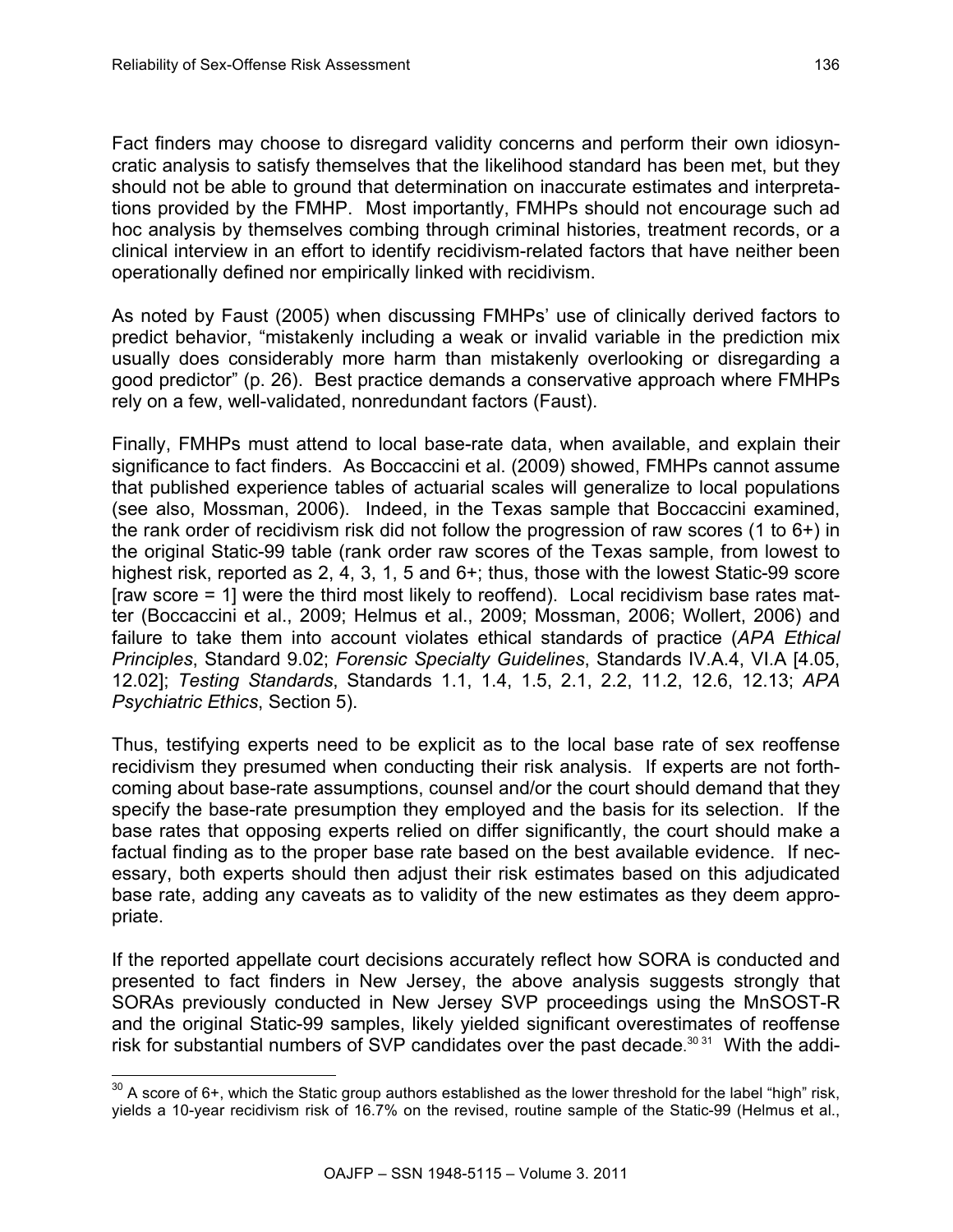Fact finders may choose to disregard validity concerns and perform their own idiosyncratic analysis to satisfy themselves that the likelihood standard has been met, but they should not be able to ground that determination on inaccurate estimates and interpretations provided by the FMHP. Most importantly, FMHPs should not encourage such ad hoc analysis by themselves combing through criminal histories, treatment records, or a clinical interview in an effort to identify recidivism-related factors that have neither been operationally defined nor empirically linked with recidivism.

As noted by Faust (2005) when discussing FMHPs' use of clinically derived factors to predict behavior, "mistakenly including a weak or invalid variable in the prediction mix usually does considerably more harm than mistakenly overlooking or disregarding a good predictor" (p. 26). Best practice demands a conservative approach where FMHPs rely on a few, well-validated, nonredundant factors (Faust).

Finally, FMHPs must attend to local base-rate data, when available, and explain their significance to fact finders. As Boccaccini et al. (2009) showed, FMHPs cannot assume that published experience tables of actuarial scales will generalize to local populations (see also, Mossman, 2006). Indeed, in the Texas sample that Boccaccini examined, the rank order of recidivism risk did not follow the progression of raw scores (1 to 6+) in the original Static-99 table (rank order raw scores of the Texas sample, from lowest to highest risk, reported as 2, 4, 3, 1, 5 and 6+; thus, those with the lowest Static-99 score [raw score = 1] were the third most likely to reoffend). Local recidivism base rates matter (Boccaccini et al., 2009; Helmus et al., 2009; Mossman, 2006; Wollert, 2006) and failure to take them into account violates ethical standards of practice (*APA Ethical Principles*, Standard 9.02; *Forensic Specialty Guidelines*, Standards IV.A.4, VI.A [4.05, 12.02]; *Testing Standards*, Standards 1.1, 1.4, 1.5, 2.1, 2.2, 11.2, 12.6, 12.13; *APA Psychiatric Ethics*, Section 5).

Thus, testifying experts need to be explicit as to the local base rate of sex reoffense recidivism they presumed when conducting their risk analysis. If experts are not forthcoming about base-rate assumptions, counsel and/or the court should demand that they specify the base-rate presumption they employed and the basis for its selection. If the base rates that opposing experts relied on differ significantly, the court should make a factual finding as to the proper base rate based on the best available evidence. If necessary, both experts should then adjust their risk estimates based on this adjudicated base rate, adding any caveats as to validity of the new estimates as they deem appropriate.

If the reported appellate court decisions accurately reflect how SORA is conducted and presented to fact finders in New Jersey, the above analysis suggests strongly that SORAs previously conducted in New Jersey SVP proceedings using the MnSOST-R and the original Static-99 samples, likely yielded significant overestimates of reoffense risk for substantial numbers of SVP candidates over the past decade.[30][31] With the addi-

---

[30] A score of 6+, which the Static group authors established as the lower threshold for the label "high" risk, yields a 10-year recidivism risk of 16.7% on the revised, routine sample of the Static-99 (Helmus et al.,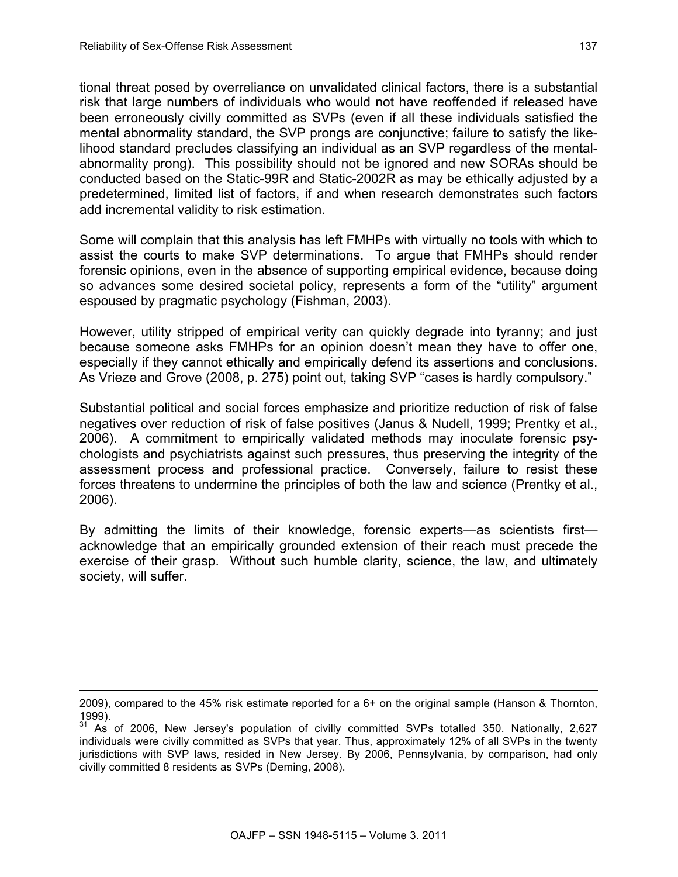tional threat posed by overreliance on unvalidated clinical factors, there is a substantial risk that large numbers of individuals who would not have reoffended if released have been erroneously civilly committed as SVPs (even if all these individuals satisfied the mental abnormality standard, the SVP prongs are conjunctive; failure to satisfy the likelihood standard precludes classifying an individual as an SVP regardless of the mental-abnormality prong). This possibility should not be ignored and new SORAs should be conducted based on the Static-99R and Static-2002R as may be ethically adjusted by a predetermined, limited list of factors, if and when research demonstrates such factors add incremental validity to risk estimation.

Some will complain that this analysis has left FMHPs with virtually no tools with which to assist the courts to make SVP determinations. To argue that FMHPs should render forensic opinions, even in the absence of supporting empirical evidence, because doing so advances some desired societal policy, represents a form of the "utility" argument espoused by pragmatic psychology (Fishman, 2003).

However, utility stripped of empirical verity can quickly degrade into tyranny; and just because someone asks FMHPs for an opinion doesn't mean they have to offer one, especially if they cannot ethically and empirically defend its assertions and conclusions. As Vrieze and Grove (2008, p. 275) point out, taking SVP "cases is hardly compulsory."

Substantial political and social forces emphasize and prioritize reduction of risk of false negatives over reduction of risk of false positives (Janus & Nudell, 1999; Prentky et al., 2006). A commitment to empirically validated methods may inoculate forensic psychologists and psychiatrists against such pressures, thus preserving the integrity of the assessment process and professional practice. Conversely, failure to resist these forces threatens to undermine the principles of both the law and science (Prentky et al., 2006).

By admitting the limits of their knowledge, forensic experts—as scientists first—acknowledge that an empirically grounded extension of their reach must precede the exercise of their grasp. Without such humble clarity, science, the law, and ultimately society, will suffer.

---

2009), compared to the 45% risk estimate reported for a 6+ on the original sample (Hanson & Thornton, 1999).

[31] As of 2006, New Jersey's population of civilly committed SVPs totalled 350. Nationally, 2,627 individuals were civilly committed as SVPs that year. Thus, approximately 12% of all SVPs in the twenty jurisdictions with SVP laws, resided in New Jersey. By 2006, Pennsylvania, by comparison, had only civilly committed 8 residents as SVPs (Deming, 2008).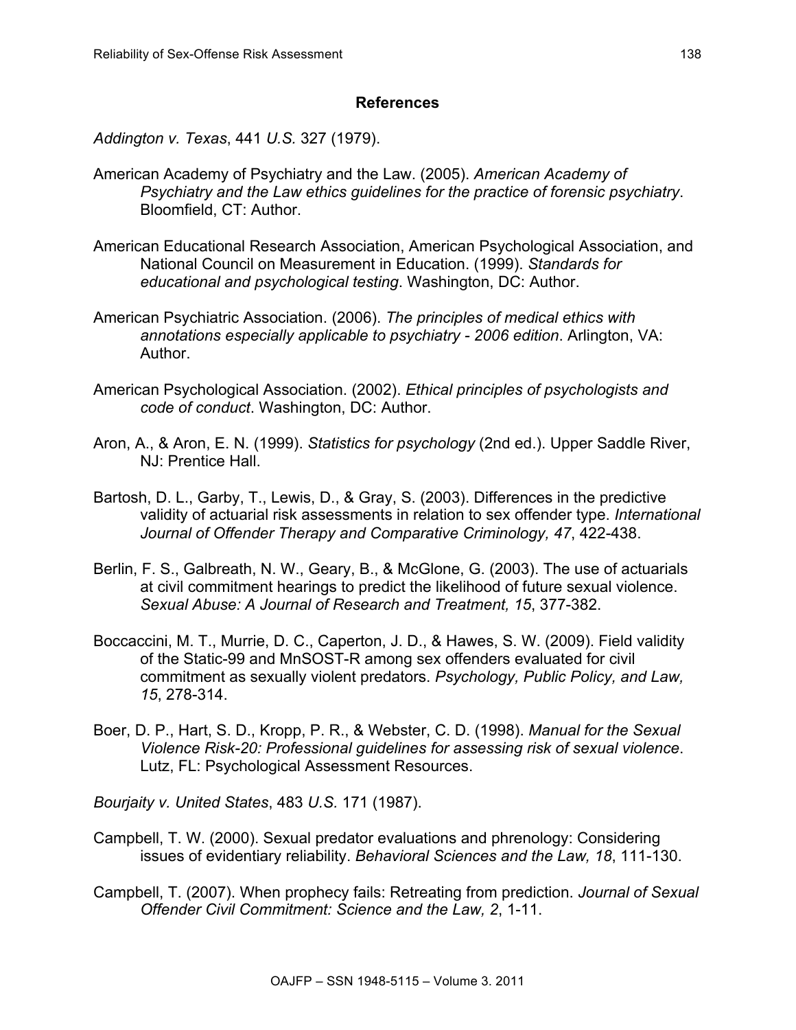## References

*Addington v. Texas*, 441 *U.S.* 327 (1979).

American Academy of Psychiatry and the Law. (2005). *American Academy of Psychiatry and the Law ethics guidelines for the practice of forensic psychiatry*. Bloomfield, CT: Author.

American Educational Research Association, American Psychological Association, and National Council on Measurement in Education. (1999). *Standards for educational and psychological testing*. Washington, DC: Author.

American Psychiatric Association. (2006). *The principles of medical ethics with annotations especially applicable to psychiatry - 2006 edition*. Arlington, VA: Author.

American Psychological Association. (2002). *Ethical principles of psychologists and code of conduct*. Washington, DC: Author.

Aron, A., & Aron, E. N. (1999). *Statistics for psychology* (2nd ed.). Upper Saddle River, NJ: Prentice Hall.

Bartosh, D. L., Garby, T., Lewis, D., & Gray, S. (2003). Differences in the predictive validity of actuarial risk assessments in relation to sex offender type. *International Journal of Offender Therapy and Comparative Criminology, 47*, 422-438.

Berlin, F. S., Galbreath, N. W., Geary, B., & McGlone, G. (2003). The use of actuarials at civil commitment hearings to predict the likelihood of future sexual violence. *Sexual Abuse: A Journal of Research and Treatment, 15*, 377-382.

Boccaccini, M. T., Murrie, D. C., Caperton, J. D., & Hawes, S. W. (2009). Field validity of the Static-99 and MnSOST-R among sex offenders evaluated for civil commitment as sexually violent predators. *Psychology, Public Policy, and Law, 15*, 278-314.

Boer, D. P., Hart, S. D., Kropp, P. R., & Webster, C. D. (1998). *Manual for the Sexual Violence Risk-20: Professional guidelines for assessing risk of sexual violence*. Lutz, FL: Psychological Assessment Resources.

*Bourjaity v. United States*, 483 *U.S.* 171 (1987).

Campbell, T. W. (2000). Sexual predator evaluations and phrenology: Considering issues of evidentiary reliability. *Behavioral Sciences and the Law, 18*, 111-130.

Campbell, T. (2007). When prophecy fails: Retreating from prediction. *Journal of Sexual Offender Civil Commitment: Science and the Law, 2*, 1-11.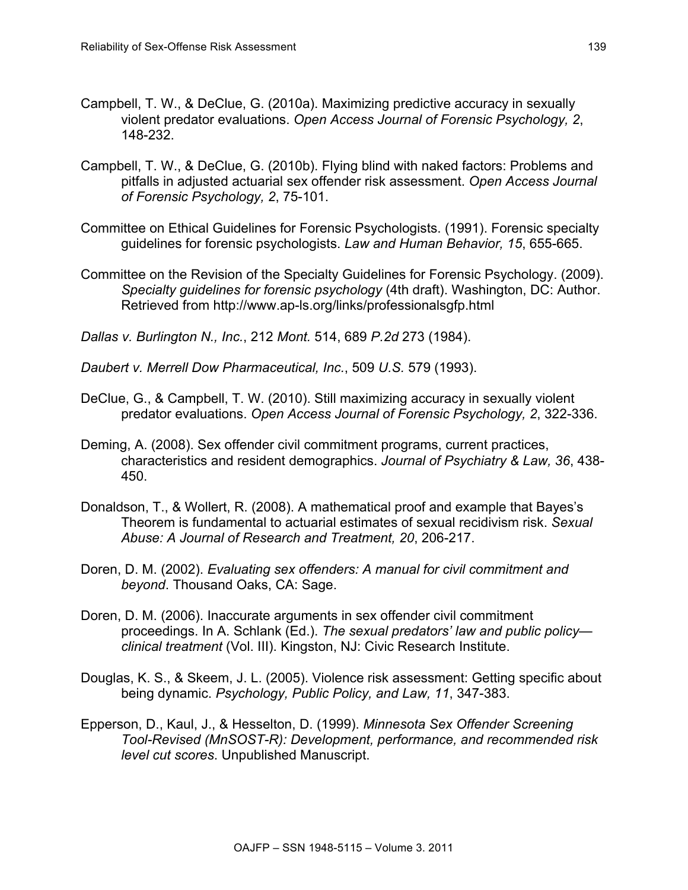Campbell, T. W., & DeClue, G. (2010a). Maximizing predictive accuracy in sexually violent predator evaluations. *Open Access Journal of Forensic Psychology, 2*, 148-232.

Campbell, T. W., & DeClue, G. (2010b). Flying blind with naked factors: Problems and pitfalls in adjusted actuarial sex offender risk assessment. *Open Access Journal of Forensic Psychology, 2*, 75-101.

Committee on Ethical Guidelines for Forensic Psychologists. (1991). Forensic specialty guidelines for forensic psychologists. *Law and Human Behavior, 15*, 655-665.

Committee on the Revision of the Specialty Guidelines for Forensic Psychology. (2009). *Specialty guidelines for forensic psychology* (4th draft). Washington, DC: Author. Retrieved from http://www.ap-ls.org/links/professionalsgfp.html

*Dallas v. Burlington N., Inc.*, 212 *Mont.* 514, 689 *P.2d* 273 (1984).

*Daubert v. Merrell Dow Pharmaceutical, Inc.*, 509 *U.S.* 579 (1993).

DeClue, G., & Campbell, T. W. (2010). Still maximizing accuracy in sexually violent predator evaluations. *Open Access Journal of Forensic Psychology, 2*, 322-336.

Deming, A. (2008). Sex offender civil commitment programs, current practices, characteristics and resident demographics. *Journal of Psychiatry & Law, 36*, 438-450.

Donaldson, T., & Wollert, R. (2008). A mathematical proof and example that Bayes's Theorem is fundamental to actuarial estimates of sexual recidivism risk. *Sexual Abuse: A Journal of Research and Treatment, 20*, 206-217.

Doren, D. M. (2002). *Evaluating sex offenders: A manual for civil commitment and beyond*. Thousand Oaks, CA: Sage.

Doren, D. M. (2006). Inaccurate arguments in sex offender civil commitment proceedings. In A. Schlank (Ed.). *The sexual predators' law and public policy—clinical treatment* (Vol. III). Kingston, NJ: Civic Research Institute.

Douglas, K. S., & Skeem, J. L. (2005). Violence risk assessment: Getting specific about being dynamic. *Psychology, Public Policy, and Law, 11*, 347-383.

Epperson, D., Kaul, J., & Hesselton, D. (1999). *Minnesota Sex Offender Screening Tool-Revised (MnSOST-R): Development, performance, and recommended risk level cut scores*. Unpublished Manuscript.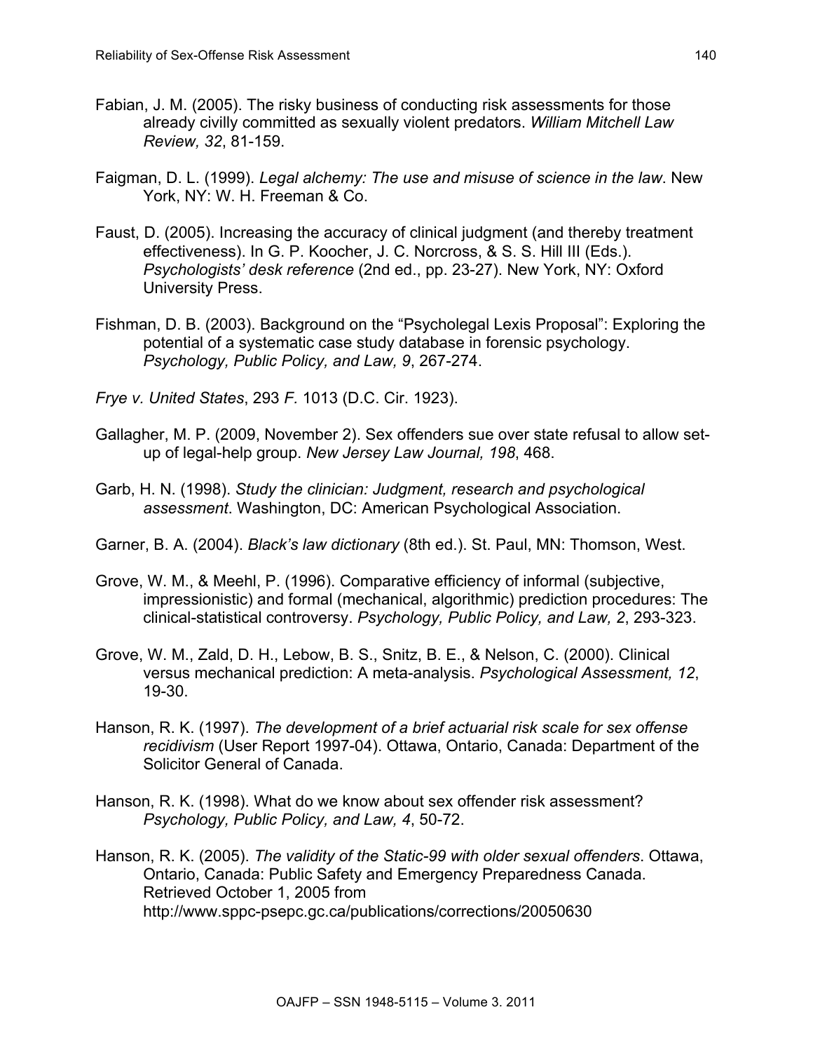Fabian, J. M. (2005). The risky business of conducting risk assessments for those already civilly committed as sexually violent predators. *William Mitchell Law Review, 32*, 81-159.

Faigman, D. L. (1999). *Legal alchemy: The use and misuse of science in the law*. New York, NY: W. H. Freeman & Co.

Faust, D. (2005). Increasing the accuracy of clinical judgment (and thereby treatment effectiveness). In G. P. Koocher, J. C. Norcross, & S. S. Hill III (Eds.). *Psychologists' desk reference* (2nd ed., pp. 23-27). New York, NY: Oxford University Press.

Fishman, D. B. (2003). Background on the "Psycholegal Lexis Proposal": Exploring the potential of a systematic case study database in forensic psychology. *Psychology, Public Policy, and Law, 9*, 267-274.

*Frye v. United States*, 293 *F.* 1013 (D.C. Cir. 1923).

Gallagher, M. P. (2009, November 2). Sex offenders sue over state refusal to allow set-up of legal-help group. *New Jersey Law Journal, 198*, 468.

Garb, H. N. (1998). *Study the clinician: Judgment, research and psychological assessment*. Washington, DC: American Psychological Association.

Garner, B. A. (2004). *Black's law dictionary* (8th ed.). St. Paul, MN: Thomson, West.

Grove, W. M., & Meehl, P. (1996). Comparative efficiency of informal (subjective, impressionistic) and formal (mechanical, algorithmic) prediction procedures: The clinical-statistical controversy. *Psychology, Public Policy, and Law, 2*, 293-323.

Grove, W. M., Zald, D. H., Lebow, B. S., Snitz, B. E., & Nelson, C. (2000). Clinical versus mechanical prediction: A meta-analysis. *Psychological Assessment, 12*, 19-30.

Hanson, R. K. (1997). *The development of a brief actuarial risk scale for sex offense recidivism* (User Report 1997-04). Ottawa, Ontario, Canada: Department of the Solicitor General of Canada.

Hanson, R. K. (1998). What do we know about sex offender risk assessment? *Psychology, Public Policy, and Law, 4*, 50-72.

Hanson, R. K. (2005). *The validity of the Static-99 with older sexual offenders*. Ottawa, Ontario, Canada: Public Safety and Emergency Preparedness Canada. Retrieved October 1, 2005 from http://www.sppc-psepc.gc.ca/publications/corrections/20050630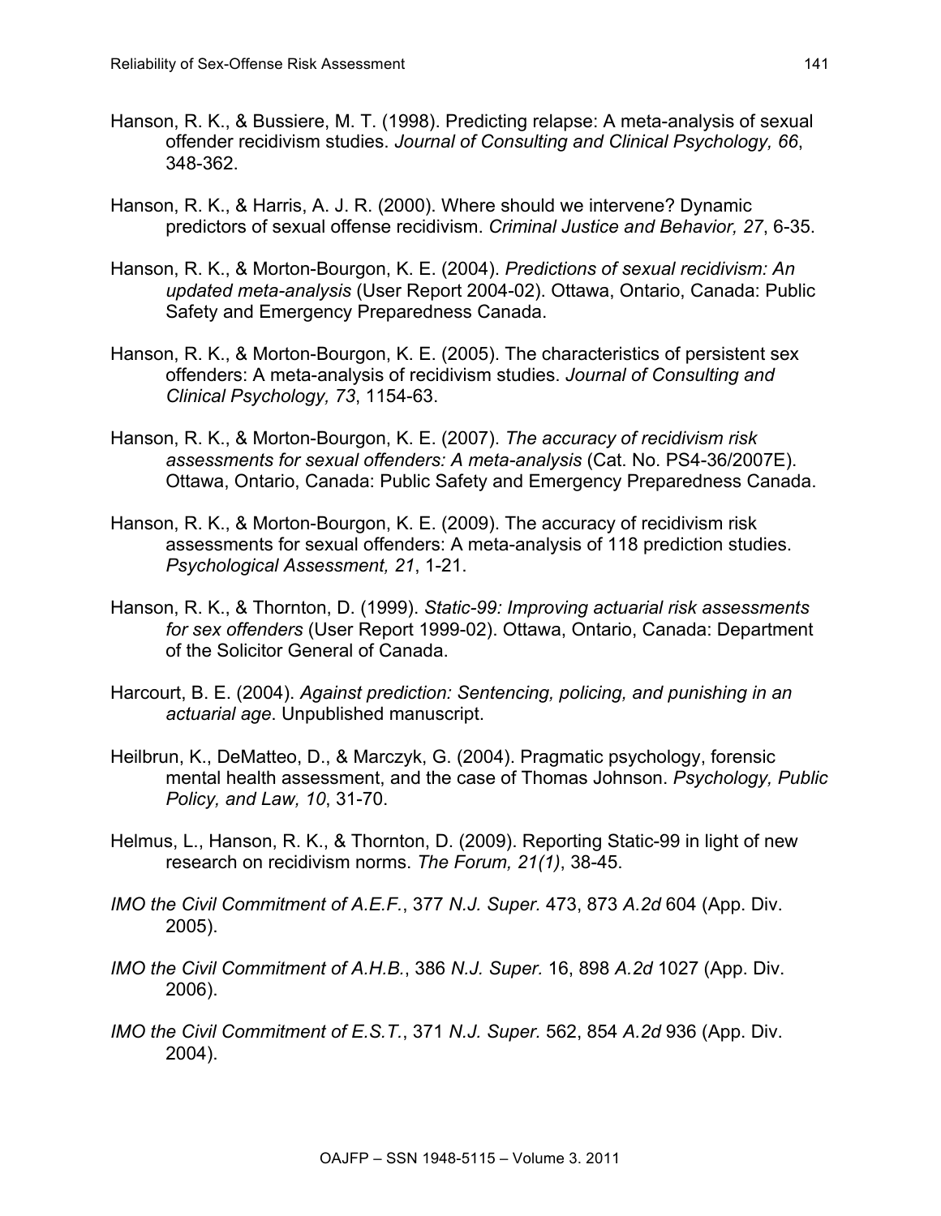Hanson, R. K., & Bussiere, M. T. (1998). Predicting relapse: A meta-analysis of sexual offender recidivism studies. *Journal of Consulting and Clinical Psychology, 66*, 348-362.

Hanson, R. K., & Harris, A. J. R. (2000). Where should we intervene? Dynamic predictors of sexual offense recidivism. *Criminal Justice and Behavior, 27*, 6-35.

Hanson, R. K., & Morton-Bourgon, K. E. (2004). *Predictions of sexual recidivism: An updated meta-analysis* (User Report 2004-02). Ottawa, Ontario, Canada: Public Safety and Emergency Preparedness Canada.

Hanson, R. K., & Morton-Bourgon, K. E. (2005). The characteristics of persistent sex offenders: A meta-analysis of recidivism studies. *Journal of Consulting and Clinical Psychology, 73*, 1154-63.

Hanson, R. K., & Morton-Bourgon, K. E. (2007). *The accuracy of recidivism risk assessments for sexual offenders: A meta-analysis* (Cat. No. PS4-36/2007E). Ottawa, Ontario, Canada: Public Safety and Emergency Preparedness Canada.

Hanson, R. K., & Morton-Bourgon, K. E. (2009). The accuracy of recidivism risk assessments for sexual offenders: A meta-analysis of 118 prediction studies. *Psychological Assessment, 21*, 1-21.

Hanson, R. K., & Thornton, D. (1999). *Static-99: Improving actuarial risk assessments for sex offenders* (User Report 1999-02). Ottawa, Ontario, Canada: Department of the Solicitor General of Canada.

Harcourt, B. E. (2004). *Against prediction: Sentencing, policing, and punishing in an actuarial age*. Unpublished manuscript.

Heilbrun, K., DeMatteo, D., & Marczyk, G. (2004). Pragmatic psychology, forensic mental health assessment, and the case of Thomas Johnson. *Psychology, Public Policy, and Law, 10*, 31-70.

Helmus, L., Hanson, R. K., & Thornton, D. (2009). Reporting Static-99 in light of new research on recidivism norms. *The Forum, 21(1)*, 38-45.

*IMO the Civil Commitment of A.E.F.*, 377 *N.J. Super.* 473, 873 *A.2d* 604 (App. Div. 2005).

*IMO the Civil Commitment of A.H.B.*, 386 *N.J. Super.* 16, 898 *A.2d* 1027 (App. Div. 2006).

*IMO the Civil Commitment of E.S.T.*, 371 *N.J. Super.* 562, 854 *A.2d* 936 (App. Div. 2004).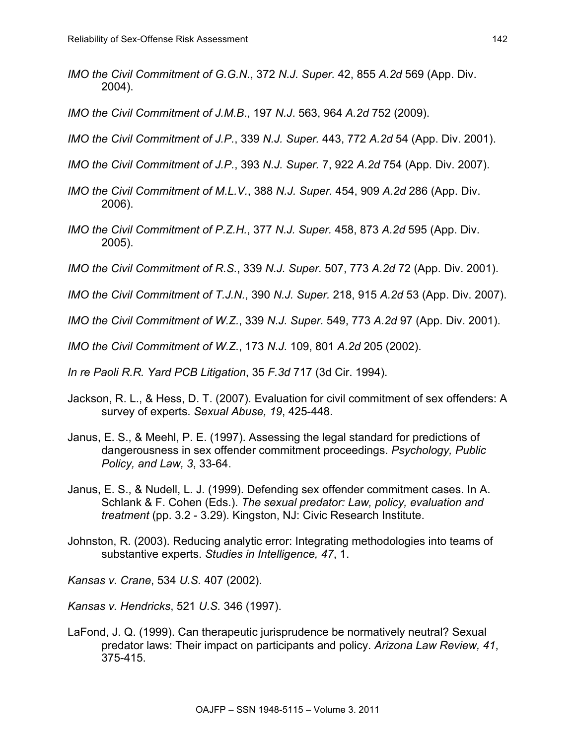*IMO the Civil Commitment of G.G.N.*, 372 *N.J. Super.* 42, 855 *A.2d* 569 (App. Div. 2004).

*IMO the Civil Commitment of J.M.B.*, 197 *N.J.* 563, 964 *A.2d* 752 (2009).

*IMO the Civil Commitment of J.P.*, 339 *N.J. Super.* 443, 772 *A.2d* 54 (App. Div. 2001).

*IMO the Civil Commitment of J.P.*, 393 *N.J. Super.* 7, 922 *A.2d* 754 (App. Div. 2007).

*IMO the Civil Commitment of M.L.V.*, 388 *N.J. Super.* 454, 909 *A.2d* 286 (App. Div. 2006).

*IMO the Civil Commitment of P.Z.H.*, 377 *N.J. Super.* 458, 873 *A.2d* 595 (App. Div. 2005).

*IMO the Civil Commitment of R.S.*, 339 *N.J. Super.* 507, 773 *A.2d* 72 (App. Div. 2001).

*IMO the Civil Commitment of T.J.N.*, 390 *N.J. Super.* 218, 915 *A.2d* 53 (App. Div. 2007).

*IMO the Civil Commitment of W.Z.*, 339 *N.J. Super.* 549, 773 *A.2d* 97 (App. Div. 2001).

*IMO the Civil Commitment of W.Z.*, 173 *N.J.* 109, 801 *A.2d* 205 (2002).

*In re Paoli R.R. Yard PCB Litigation*, 35 *F.3d* 717 (3d Cir. 1994).

Jackson, R. L., & Hess, D. T. (2007). Evaluation for civil commitment of sex offenders: A survey of experts. *Sexual Abuse, 19*, 425-448.

Janus, E. S., & Meehl, P. E. (1997). Assessing the legal standard for predictions of dangerousness in sex offender commitment proceedings. *Psychology, Public Policy, and Law, 3*, 33-64.

Janus, E. S., & Nudell, L. J. (1999). Defending sex offender commitment cases. In A. Schlank & F. Cohen (Eds.). *The sexual predator: Law, policy, evaluation and treatment* (pp. 3.2 - 3.29). Kingston, NJ: Civic Research Institute.

Johnston, R. (2003). Reducing analytic error: Integrating methodologies into teams of substantive experts. *Studies in Intelligence, 47*, 1.

*Kansas v. Crane*, 534 *U.S.* 407 (2002).

*Kansas v. Hendricks*, 521 *U.S.* 346 (1997).

LaFond, J. Q. (1999). Can therapeutic jurisprudence be normatively neutral? Sexual predator laws: Their impact on participants and policy. *Arizona Law Review, 41*, 375-415.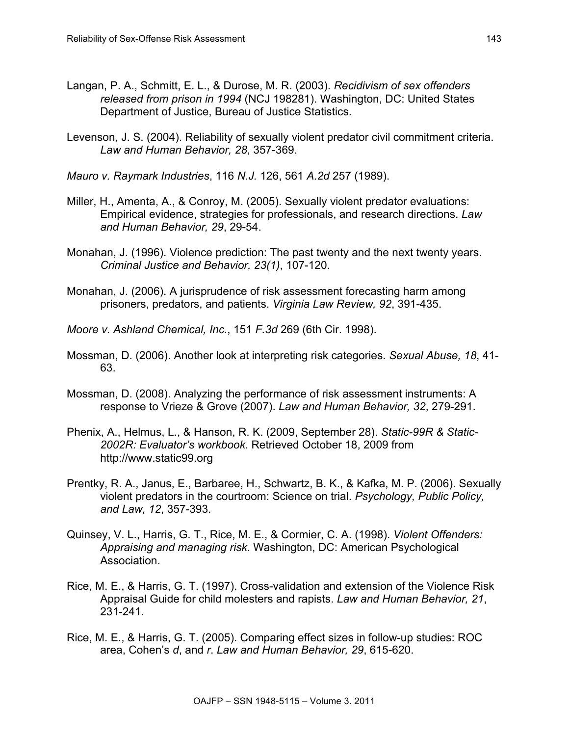Langan, P. A., Schmitt, E. L., & Durose, M. R. (2003). *Recidivism of sex offenders released from prison in 1994* (NCJ 198281). Washington, DC: United States Department of Justice, Bureau of Justice Statistics.

Levenson, J. S. (2004). Reliability of sexually violent predator civil commitment criteria. *Law and Human Behavior, 28*, 357-369.

*Mauro v. Raymark Industries*, 116 *N.J.* 126, 561 *A.2d* 257 (1989).

Miller, H., Amenta, A., & Conroy, M. (2005). Sexually violent predator evaluations: Empirical evidence, strategies for professionals, and research directions. *Law and Human Behavior, 29*, 29-54.

Monahan, J. (1996). Violence prediction: The past twenty and the next twenty years. *Criminal Justice and Behavior, 23(1)*, 107-120.

Monahan, J. (2006). A jurisprudence of risk assessment forecasting harm among prisoners, predators, and patients. *Virginia Law Review, 92*, 391-435.

*Moore v. Ashland Chemical, Inc.*, 151 *F.3d* 269 (6th Cir. 1998).

Mossman, D. (2006). Another look at interpreting risk categories. *Sexual Abuse, 18*, 41-63.

Mossman, D. (2008). Analyzing the performance of risk assessment instruments: A response to Vrieze & Grove (2007). *Law and Human Behavior, 32*, 279-291.

Phenix, A., Helmus, L., & Hanson, R. K. (2009, September 28). *Static-99R & Static-2002R: Evaluator's workbook*. Retrieved October 18, 2009 from http://www.static99.org

Prentky, R. A., Janus, E., Barbaree, H., Schwartz, B. K., & Kafka, M. P. (2006). Sexually violent predators in the courtroom: Science on trial. *Psychology, Public Policy, and Law, 12*, 357-393.

Quinsey, V. L., Harris, G. T., Rice, M. E., & Cormier, C. A. (1998). *Violent Offenders: Appraising and managing risk*. Washington, DC: American Psychological Association.

Rice, M. E., & Harris, G. T. (1997). Cross-validation and extension of the Violence Risk Appraisal Guide for child molesters and rapists. *Law and Human Behavior, 21*, 231-241.

Rice, M. E., & Harris, G. T. (2005). Comparing effect sizes in follow-up studies: ROC area, Cohen's *d*, and *r*. *Law and Human Behavior, 29*, 615-620.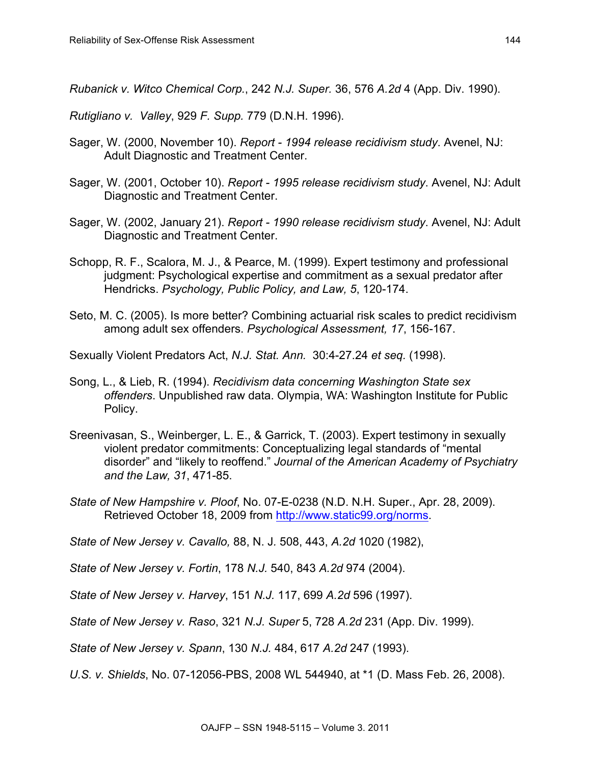*Rubanick v. Witco Chemical Corp.*, 242 *N.J. Super.* 36, 576 *A.2d* 4 (App. Div. 1990).

*Rutigliano v. Valley*, 929 *F. Supp.* 779 (D.N.H. 1996).

Sager, W. (2000, November 10). *Report - 1994 release recidivism study*. Avenel, NJ: Adult Diagnostic and Treatment Center.

Sager, W. (2001, October 10). *Report - 1995 release recidivism study*. Avenel, NJ: Adult Diagnostic and Treatment Center.

Sager, W. (2002, January 21). *Report - 1990 release recidivism study*. Avenel, NJ: Adult Diagnostic and Treatment Center.

Schopp, R. F., Scalora, M. J., & Pearce, M. (1999). Expert testimony and professional judgment: Psychological expertise and commitment as a sexual predator after Hendricks. *Psychology, Public Policy, and Law, 5*, 120-174.

Seto, M. C. (2005). Is more better? Combining actuarial risk scales to predict recidivism among adult sex offenders. *Psychological Assessment, 17*, 156-167.

Sexually Violent Predators Act, *N.J. Stat. Ann.* 30:4-27.24 *et seq*. (1998).

Song, L., & Lieb, R. (1994). *Recidivism data concerning Washington State sex offenders*. Unpublished raw data. Olympia, WA: Washington Institute for Public Policy.

Sreenivasan, S., Weinberger, L. E., & Garrick, T. (2003). Expert testimony in sexually violent predator commitments: Conceptualizing legal standards of "mental disorder" and "likely to reoffend." *Journal of the American Academy of Psychiatry and the Law, 31*, 471-85.

*State of New Hampshire v. Ploof*, No. 07-E-0238 (N.D. N.H. Super., Apr. 28, 2009). Retrieved October 18, 2009 from http://www.static99.org/norms.

*State of New Jersey v. Cavallo,* 88, N. J. 508, 443, *A.2d* 1020 (1982),

*State of New Jersey v. Fortin*, 178 *N.J.* 540, 843 *A.2d* 974 (2004).

*State of New Jersey v. Harvey*, 151 *N.J.* 117, 699 *A.2d* 596 (1997).

*State of New Jersey v. Raso*, 321 *N.J. Super* 5, 728 *A.2d* 231 (App. Div. 1999).

*State of New Jersey v. Spann*, 130 *N.J.* 484, 617 *A.2d* 247 (1993).

*U.S. v. Shields*, No. 07-12056-PBS, 2008 WL 544940, at *1 (D. Mass Feb. 26, 2008).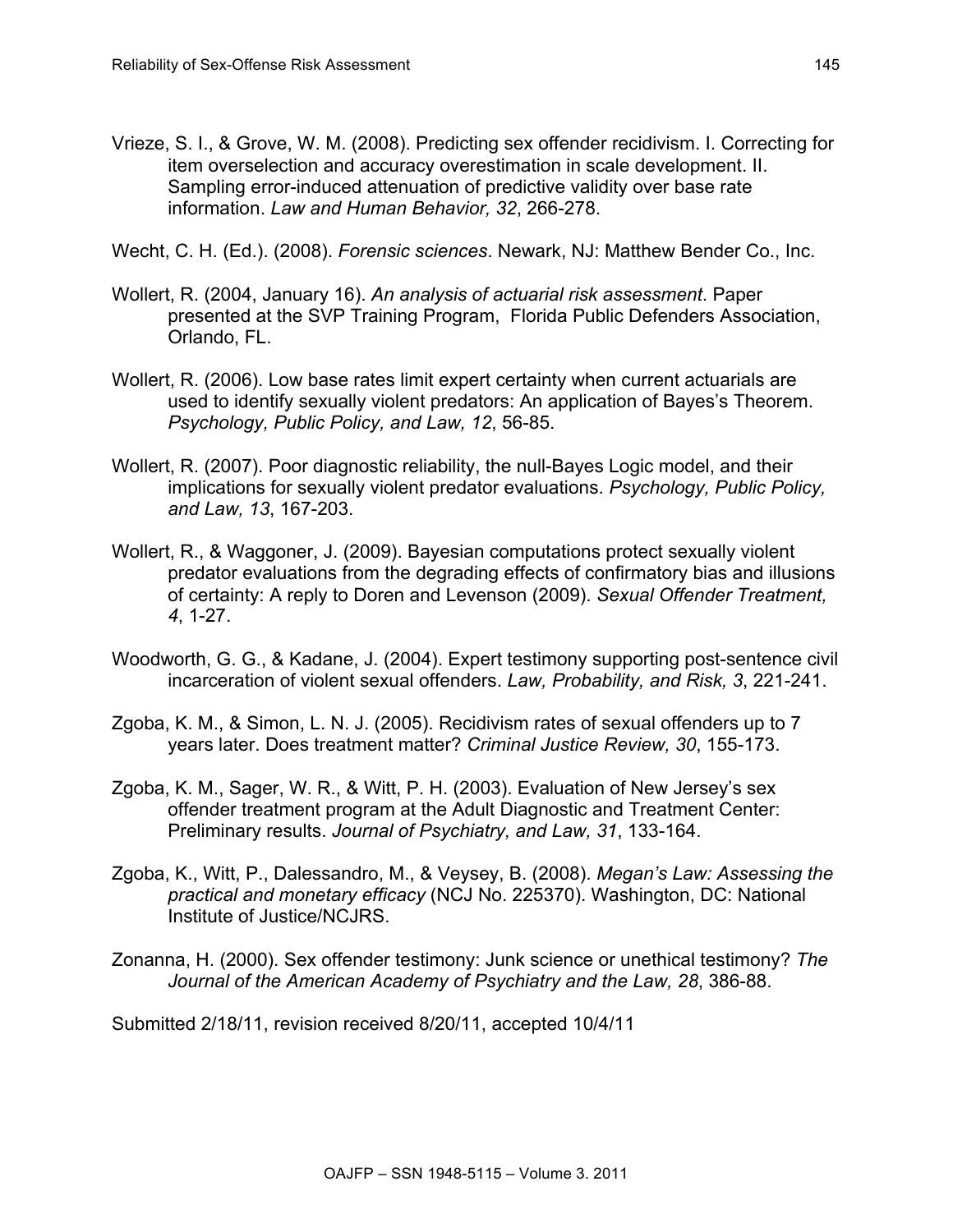Vrieze, S. I., & Grove, W. M. (2008). Predicting sex offender recidivism. I. Correcting for item overselection and accuracy overestimation in scale development. II. Sampling error-induced attenuation of predictive validity over base rate information. *Law and Human Behavior, 32*, 266-278.

Wecht, C. H. (Ed.). (2008). *Forensic sciences*. Newark, NJ: Matthew Bender Co., Inc.

Wollert, R. (2004, January 16). *An analysis of actuarial risk assessment*. Paper presented at the SVP Training Program, Florida Public Defenders Association, Orlando, FL.

Wollert, R. (2006). Low base rates limit expert certainty when current actuarials are used to identify sexually violent predators: An application of Bayes's Theorem. *Psychology, Public Policy, and Law, 12*, 56-85.

Wollert, R. (2007). Poor diagnostic reliability, the null-Bayes Logic model, and their implications for sexually violent predator evaluations. *Psychology, Public Policy, and Law, 13*, 167-203.

Wollert, R., & Waggoner, J. (2009). Bayesian computations protect sexually violent predator evaluations from the degrading effects of confirmatory bias and illusions of certainty: A reply to Doren and Levenson (2009). *Sexual Offender Treatment, 4*, 1-27.

Woodworth, G. G., & Kadane, J. (2004). Expert testimony supporting post-sentence civil incarceration of violent sexual offenders. *Law, Probability, and Risk, 3*, 221-241.

Zgoba, K. M., & Simon, L. N. J. (2005). Recidivism rates of sexual offenders up to 7 years later. Does treatment matter? *Criminal Justice Review, 30*, 155-173.

Zgoba, K. M., Sager, W. R., & Witt, P. H. (2003). Evaluation of New Jersey's sex offender treatment program at the Adult Diagnostic and Treatment Center: Preliminary results. *Journal of Psychiatry, and Law, 31*, 133-164.

Zgoba, K., Witt, P., Dalessandro, M., & Veysey, B. (2008). *Megan's Law: Assessing the practical and monetary efficacy* (NCJ No. 225370). Washington, DC: National Institute of Justice/NCJRS.

Zonanna, H. (2000). Sex offender testimony: Junk science or unethical testimony? *The Journal of the American Academy of Psychiatry and the Law, 28*, 386-88.

Submitted 2/18/11, revision received 8/20/11, accepted 10/4/11